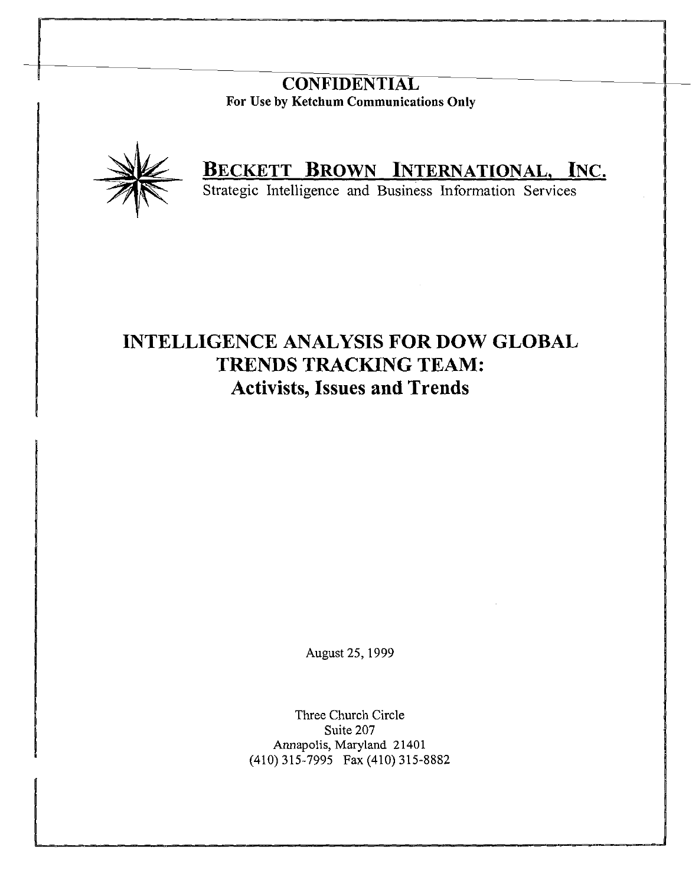**CONFIDENTIAL**
**For Use by Ketchum Communications Only**

## BECKETT BROWN INTERNATIONAL, INC.

Strategic Intelligence and Business Information Services

# INTELLIGENCE ANALYSIS FOR DOW GLOBAL TRENDS TRACKING TEAM:

## Activists, Issues and Trends

August 25, 1999

Three Church Circle
Suite 207
Annapolis, Maryland 21401
(410) 315-7995 Fax (410) 315-8882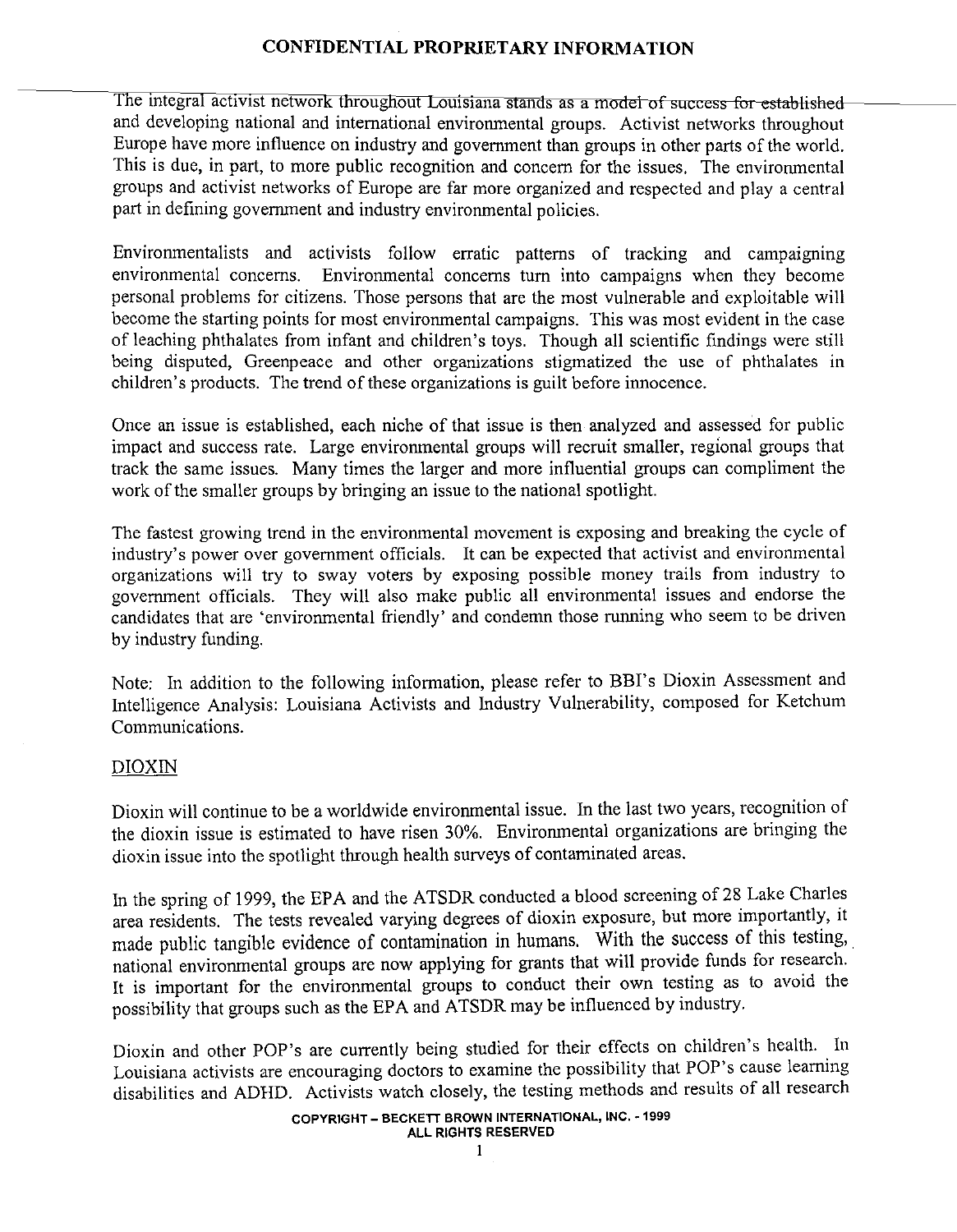The integral activist network throughout Louisiana stands as a model of success for established and developing national and international environmental groups. Activist networks throughout Europe have more influence on industry and government than groups in other parts of the world. This is due, in part, to more public recognition and concern for the issues. The environmental groups and activist networks of Europe are far more organized and respected and play a central part in defining government and industry environmental policies.

Environmentalists and activists follow erratic patterns of tracking and campaigning environmental concerns. Environmental concerns turn into campaigns when they become personal problems for citizens. Those persons that are the most vulnerable and exploitable will become the starting points for most environmental campaigns. This was most evident in the case of leaching phthalates from infant and children's toys. Though all scientific findings were still being disputed, Greenpeace and other organizations stigmatized the use of phthalates in children's products. The trend of these organizations is guilt before innocence.

Once an issue is established, each niche of that issue is then analyzed and assessed for public impact and success rate. Large environmental groups will recruit smaller, regional groups that track the same issues. Many times the larger and more influential groups can compliment the work of the smaller groups by bringing an issue to the national spotlight.

The fastest growing trend in the environmental movement is exposing and breaking the cycle of industry's power over government officials. It can be expected that activist and environmental organizations will try to sway voters by exposing possible money trails from industry to government officials. They will also make public all environmental issues and endorse the candidates that are 'environmental friendly' and condemn those running who seem to be driven by industry funding.

Note: In addition to the following information, please refer to BBI's Dioxin Assessment and Intelligence Analysis: Louisiana Activists and Industry Vulnerability, composed for Ketchum Communications.

## DIOXIN

Dioxin will continue to be a worldwide environmental issue. In the last two years, recognition of the dioxin issue is estimated to have risen 30%. Environmental organizations are bringing the dioxin issue into the spotlight through health surveys of contaminated areas.

In the spring of 1999, the EPA and the ATSDR conducted a blood screening of 28 Lake Charles area residents. The tests revealed varying degrees of dioxin exposure, but more importantly, it made public tangible evidence of contamination in humans. With the success of this testing, national environmental groups are now applying for grants that will provide funds for research. It is important for the environmental groups to conduct their own testing as to avoid the possibility that groups such as the EPA and ATSDR may be influenced by industry.

Dioxin and other POP's are currently being studied for their effects on children's health. In Louisiana activists are encouraging doctors to examine the possibility that POP's cause learning disabilities and ADHD. Activists watch closely, the testing methods and results of all research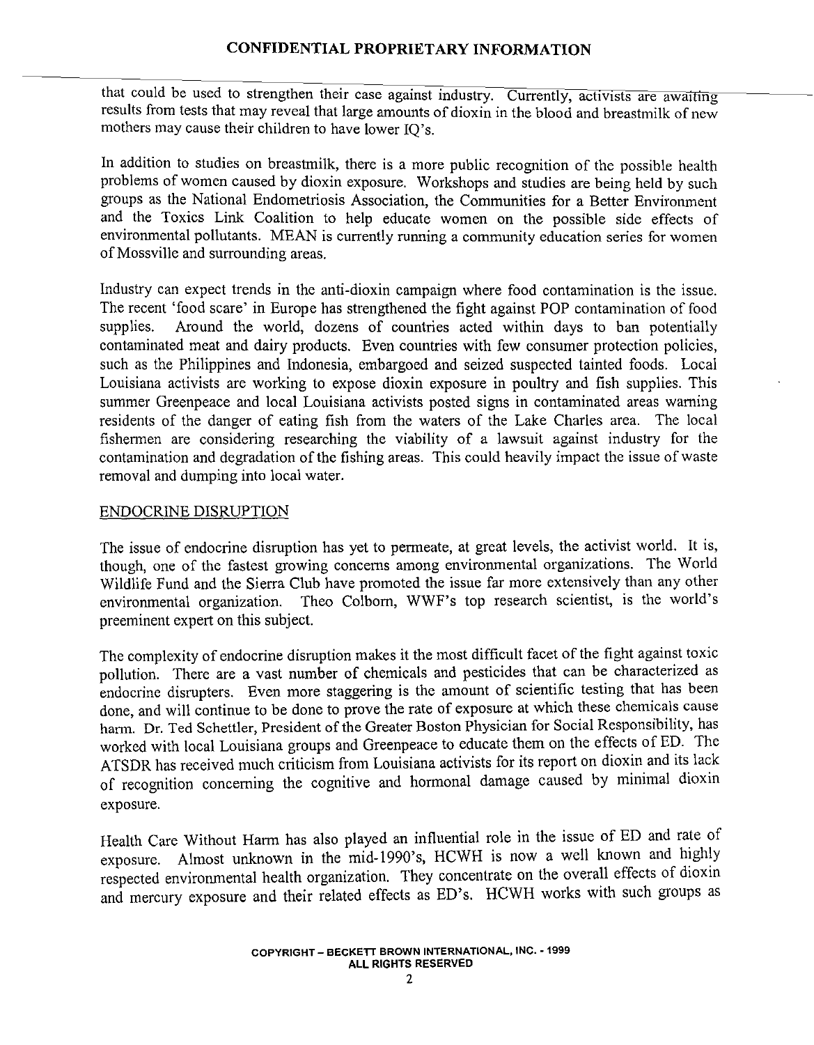that could be used to strengthen their case against industry. Currently, activists are awaiting results from tests that may reveal that large amounts of dioxin in the blood and breastmilk of new mothers may cause their children to have lower IQ's.

In addition to studies on breastmilk, there is a more public recognition of the possible health problems of women caused by dioxin exposure. Workshops and studies are being held by such groups as the National Endometriosis Association, the Communities for a Better Environment and the Toxics Link Coalition to help educate women on the possible side effects of environmental pollutants. MEAN is currently running a community education series for women of Mossville and surrounding areas.

Industry can expect trends in the anti-dioxin campaign where food contamination is the issue. The recent 'food scare' in Europe has strengthened the fight against POP contamination of food supplies. Around the world, dozens of countries acted within days to ban potentially contaminated meat and dairy products. Even countries with few consumer protection policies, such as the Philippines and Indonesia, embargoed and seized suspected tainted foods. Local Louisiana activists are working to expose dioxin exposure in poultry and fish supplies. This summer Greenpeace and local Louisiana activists posted signs in contaminated areas warning residents of the danger of eating fish from the waters of the Lake Charles area. The local fishermen are considering researching the viability of a lawsuit against industry for the contamination and degradation of the fishing areas. This could heavily impact the issue of waste removal and dumping into local water.

## ENDOCRINE DISRUPTION

The issue of endocrine disruption has yet to permeate, at great levels, the activist world. It is, though, one of the fastest growing concerns among environmental organizations. The World Wildlife Fund and the Sierra Club have promoted the issue far more extensively than any other environmental organization. Theo Colborn, WWF's top research scientist, is the world's preeminent expert on this subject.

The complexity of endocrine disruption makes it the most difficult facet of the fight against toxic pollution. There are a vast number of chemicals and pesticides that can be characterized as endocrine disrupters. Even more staggering is the amount of scientific testing that has been done, and will continue to be done to prove the rate of exposure at which these chemicals cause harm. Dr. Ted Schettler, President of the Greater Boston Physician for Social Responsibility, has worked with local Louisiana groups and Greenpeace to educate them on the effects of ED. The ATSDR has received much criticism from Louisiana activists for its report on dioxin and its lack of recognition concerning the cognitive and hormonal damage caused by minimal dioxin exposure.

Health Care Without Harm has also played an influential role in the issue of ED and rate of exposure. Almost unknown in the mid-1990's, HCWH is now a well known and highly respected environmental health organization. They concentrate on the overall effects of dioxin and mercury exposure and their related effects as ED's. HCWH works with such groups as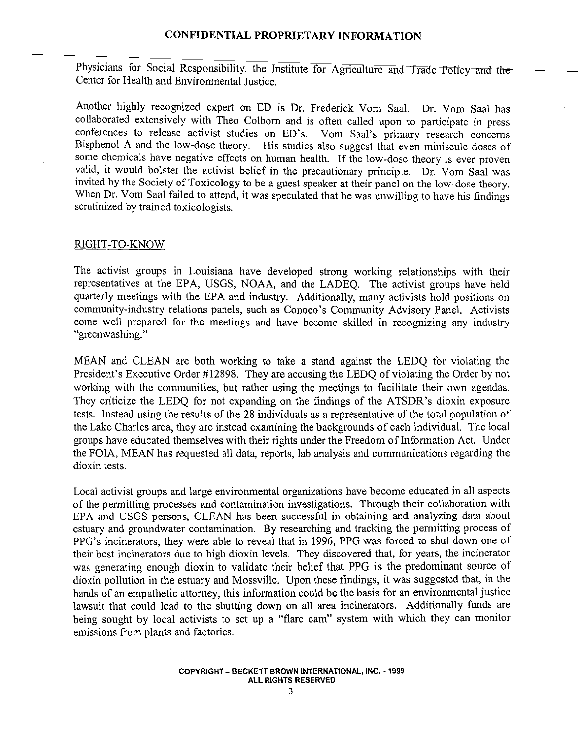Physicians for Social Responsibility, the Institute for Agriculture and Trade Policy and the Center for Health and Environmental Justice.

Another highly recognized expert on ED is Dr. Frederick Vom Saal. Dr. Vom Saal has collaborated extensively with Theo Colborn and is often called upon to participate in press conferences to release activist studies on ED's. Vom Saal's primary research concerns Bisphenol A and the low-dose theory. His studies also suggest that even miniscule doses of some chemicals have negative effects on human health. If the low-dose theory is ever proven valid, it would bolster the activist belief in the precautionary principle. Dr. Vom Saal was invited by the Society of Toxicology to be a guest speaker at their panel on the low-dose theory. When Dr. Vom Saal failed to attend, it was speculated that he was unwilling to have his findings scrutinized by trained toxicologists.

## RIGHT-TO-KNOW

The activist groups in Louisiana have developed strong working relationships with their representatives at the EPA, USGS, NOAA, and the LADEQ. The activist groups have held quarterly meetings with the EPA and industry. Additionally, many activists hold positions on community-industry relations panels, such as Conoco's Community Advisory Panel. Activists come well prepared for the meetings and have become skilled in recognizing any industry "greenwashing."

MEAN and CLEAN are both working to take a stand against the LEDQ for violating the President's Executive Order #12898. They are accusing the LEDQ of violating the Order by not working with the communities, but rather using the meetings to facilitate their own agendas. They criticize the LEDQ for not expanding on the findings of the ATSDR's dioxin exposure tests. Instead using the results of the 28 individuals as a representative of the total population of the Lake Charles area, they are instead examining the backgrounds of each individual. The local groups have educated themselves with their rights under the Freedom of Information Act. Under the FOIA, MEAN has requested all data, reports, lab analysis and communications regarding the dioxin tests.

Local activist groups and large environmental organizations have become educated in all aspects of the permitting processes and contamination investigations. Through their collaboration with EPA and USGS persons, CLEAN has been successful in obtaining and analyzing data about estuary and groundwater contamination. By researching and tracking the permitting process of PPG's incinerators, they were able to reveal that in 1996, PPG was forced to shut down one of their best incinerators due to high dioxin levels. They discovered that, for years, the incinerator was generating enough dioxin to validate their belief that PPG is the predominant source of dioxin pollution in the estuary and Mossville. Upon these findings, it was suggested that, in the hands of an empathetic attorney, this information could be the basis for an environmental justice lawsuit that could lead to the shutting down on all area incinerators. Additionally funds are being sought by local activists to set up a "flare cam" system with which they can monitor emissions from plants and factories.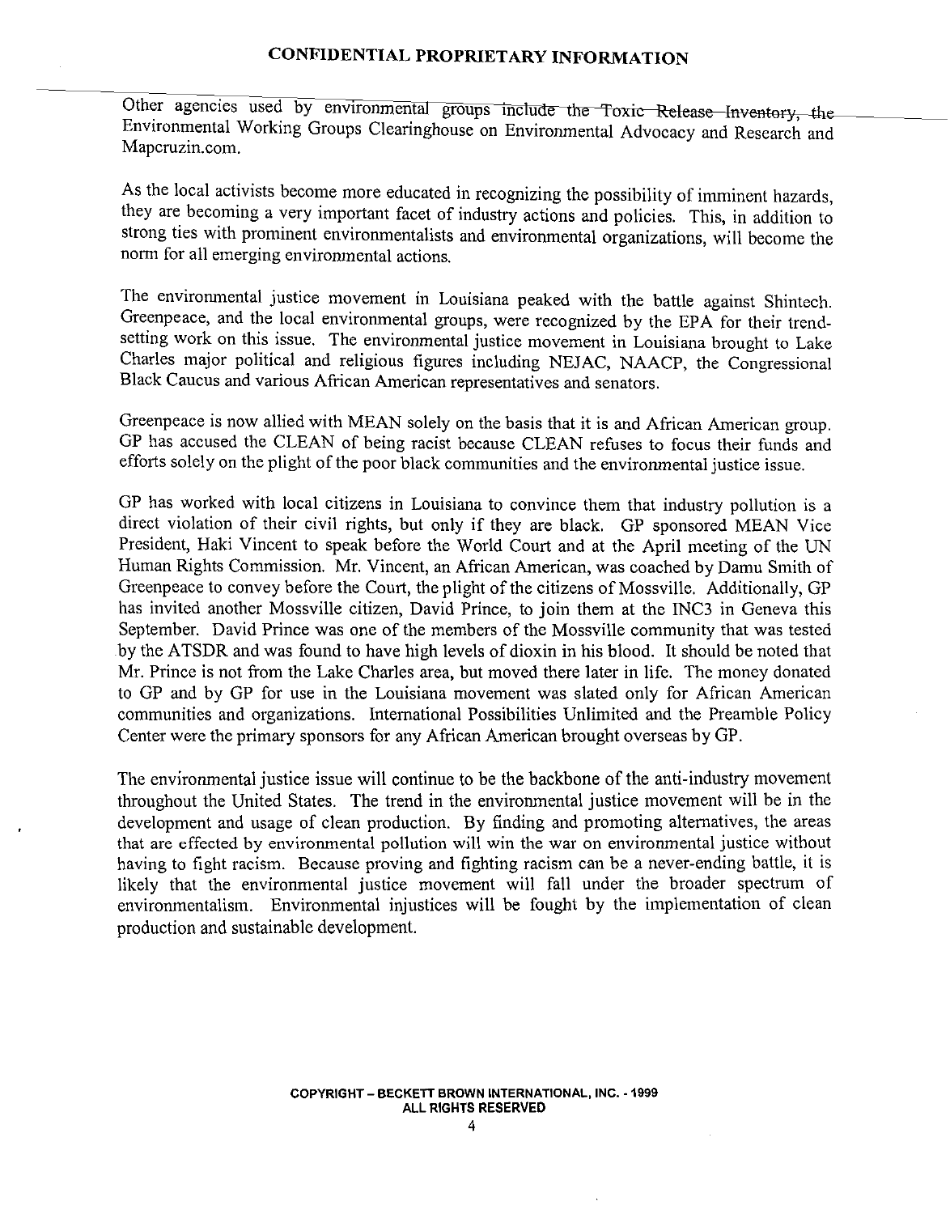Other agencies used by environmental groups include the Toxic Release Inventory, the Environmental Working Groups Clearinghouse on Environmental Advocacy and Research and Mapcruzin.com.

As the local activists become more educated in recognizing the possibility of imminent hazards, they are becoming a very important facet of industry actions and policies. This, in addition to strong ties with prominent environmentalists and environmental organizations, will become the norm for all emerging environmental actions.

The environmental justice movement in Louisiana peaked with the battle against Shintech. Greenpeace, and the local environmental groups, were recognized by the EPA for their trend-setting work on this issue. The environmental justice movement in Louisiana brought to Lake Charles major political and religious figures including NEJAC, NAACP, the Congressional Black Caucus and various African American representatives and senators.

Greenpeace is now allied with MEAN solely on the basis that it is and African American group. GP has accused the CLEAN of being racist because CLEAN refuses to focus their funds and efforts solely on the plight of the poor black communities and the environmental justice issue.

GP has worked with local citizens in Louisiana to convince them that industry pollution is a direct violation of their civil rights, but only if they are black. GP sponsored MEAN Vice President, Haki Vincent to speak before the World Court and at the April meeting of the UN Human Rights Commission. Mr. Vincent, an African American, was coached by Damu Smith of Greenpeace to convey before the Court, the plight of the citizens of Mossville. Additionally, GP has invited another Mossville citizen, David Prince, to join them at the INC3 in Geneva this September. David Prince was one of the members of the Mossville community that was tested by the ATSDR and was found to have high levels of dioxin in his blood. It should be noted that Mr. Prince is not from the Lake Charles area, but moved there later in life. The money donated to GP and by GP for use in the Louisiana movement was slated only for African American communities and organizations. International Possibilities Unlimited and the Preamble Policy Center were the primary sponsors for any African American brought overseas by GP.

The environmental justice issue will continue to be the backbone of the anti-industry movement throughout the United States. The trend in the environmental justice movement will be in the development and usage of clean production. By finding and promoting alternatives, the areas that are effected by environmental pollution will win the war on environmental justice without having to fight racism. Because proving and fighting racism can be a never-ending battle, it is likely that the environmental justice movement will fall under the broader spectrum of environmentalism. Environmental injustices will be fought by the implementation of clean production and sustainable development.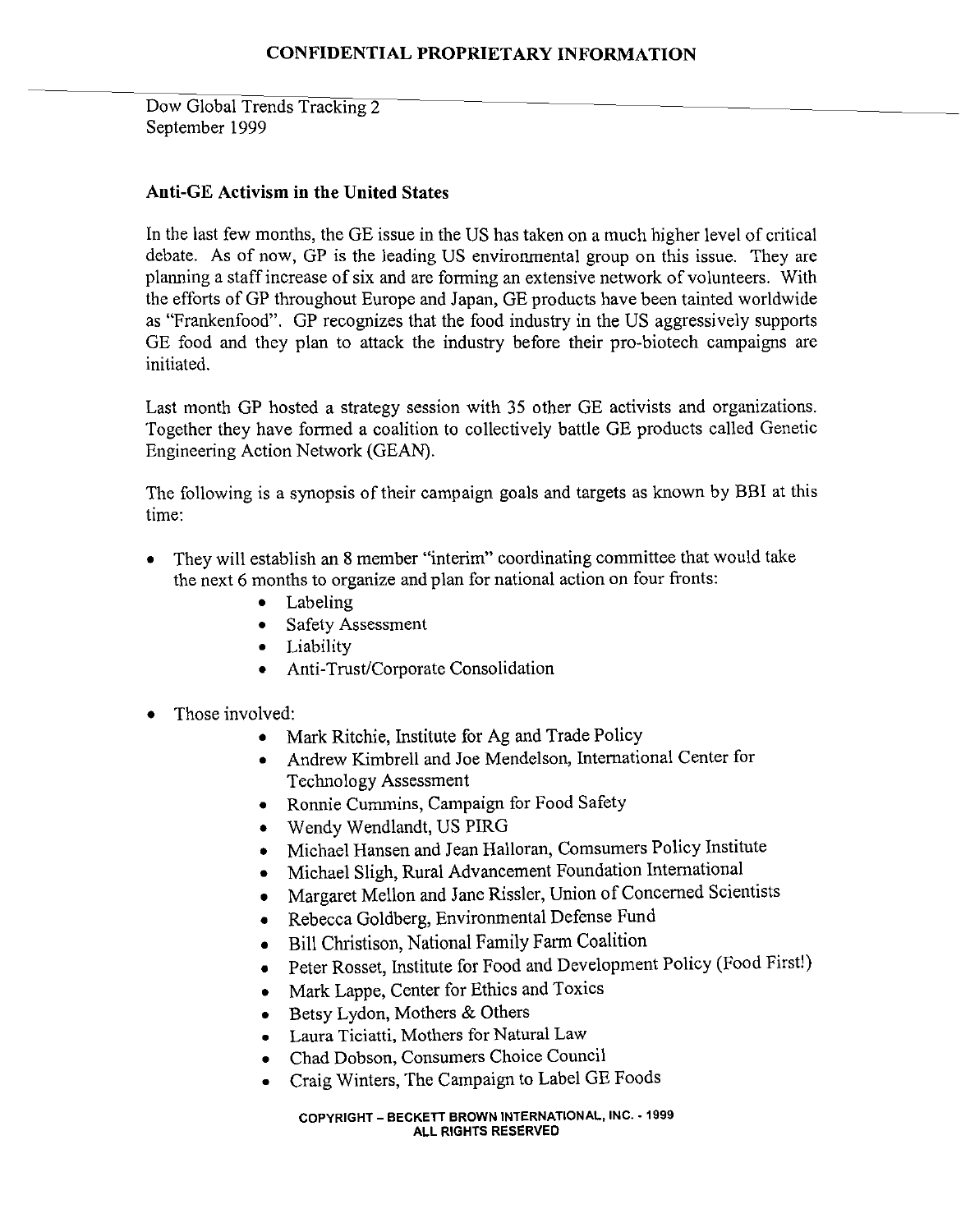**CONFIDENTIAL PROPRIETARY INFORMATION**

Dow Global Trends Tracking 2
September 1999

**Anti-GE Activism in the United States**

In the last few months, the GE issue in the US has taken on a much higher level of critical debate. As of now, GP is the leading US environmental group on this issue. They are planning a staff increase of six and are forming an extensive network of volunteers. With the efforts of GP throughout Europe and Japan, GE products have been tainted worldwide as "Frankenfood". GP recognizes that the food industry in the US aggressively supports GE food and they plan to attack the industry before their pro-biotech campaigns are initiated.

Last month GP hosted a strategy session with 35 other GE activists and organizations. Together they have formed a coalition to collectively battle GE products called Genetic Engineering Action Network (GEAN).

The following is a synopsis of their campaign goals and targets as known by BBI at this time:

- They will establish an 8 member "interim" coordinating committee that would take the next 6 months to organize and plan for national action on four fronts:
    - Labeling
    - Safety Assessment
    - Liability
    - Anti-Trust/Corporate Consolidation
- Those involved:
    - Mark Ritchie, Institute for Ag and Trade Policy
    - Andrew Kimbrell and Joe Mendelson, International Center for Technology Assessment
    - Ronnie Cummins, Campaign for Food Safety
    - Wendy Wendlandt, US PIRG
    - Michael Hansen and Jean Halloran, Comsumers Policy Institute
    - Michael Sligh, Rural Advancement Foundation International
    - Margaret Mellon and Jane Rissler, Union of Concerned Scientists
    - Rebecca Goldberg, Environmental Defense Fund
    - Bill Christison, National Family Farm Coalition
    - Peter Rosset, Institute for Food and Development Policy (Food First!)
    - Mark Lappe, Center for Ethics and Toxics
    - Betsy Lydon, Mothers & Others
    - Laura Ticiatti, Mothers for Natural Law
    - Chad Dobson, Consumers Choice Council
    - Craig Winters, The Campaign to Label GE Foods

COPYRIGHT – BECKETT BROWN INTERNATIONAL, INC. - 1999
ALL RIGHTS RESERVED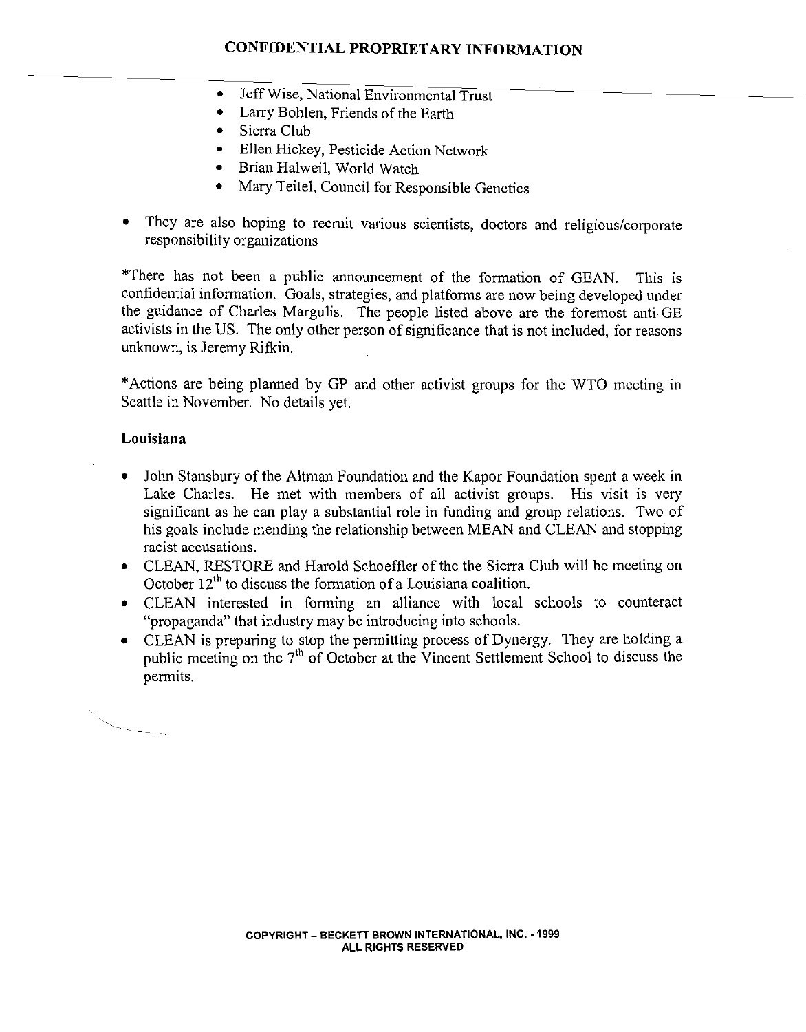- Jeff Wise, National Environmental Trust
- Larry Bohlen, Friends of the Earth
- Sierra Club
- Ellen Hickey, Pesticide Action Network
- Brian Halweil, World Watch
- Mary Teitel, Council for Responsible Genetics

- They are also hoping to recruit various scientists, doctors and religious/corporate responsibility organizations

*There has not been a public announcement of the formation of GEAN. This is confidential information. Goals, strategies, and platforms are now being developed under the guidance of Charles Margulis. The people listed above are the foremost anti-GE activists in the US. The only other person of significance that is not included, for reasons unknown, is Jeremy Rifkin.

*Actions are being planned by GP and other activist groups for the WTO meeting in Seattle in November. No details yet.

**Louisiana**

- John Stansbury of the Altman Foundation and the Kapor Foundation spent a week in Lake Charles. He met with members of all activist groups. His visit is very significant as he can play a substantial role in funding and group relations. Two of his goals include mending the relationship between MEAN and CLEAN and stopping racist accusations.
- CLEAN, RESTORE and Harold Schoeffler of the the Sierra Club will be meeting on October 12th to discuss the formation of a Louisiana coalition.
- CLEAN interested in forming an alliance with local schools to counteract "propaganda" that industry may be introducing into schools.
- CLEAN is preparing to stop the permitting process of Dynergy. They are holding a public meeting on the 7th of October at the Vincent Settlement School to discuss the permits.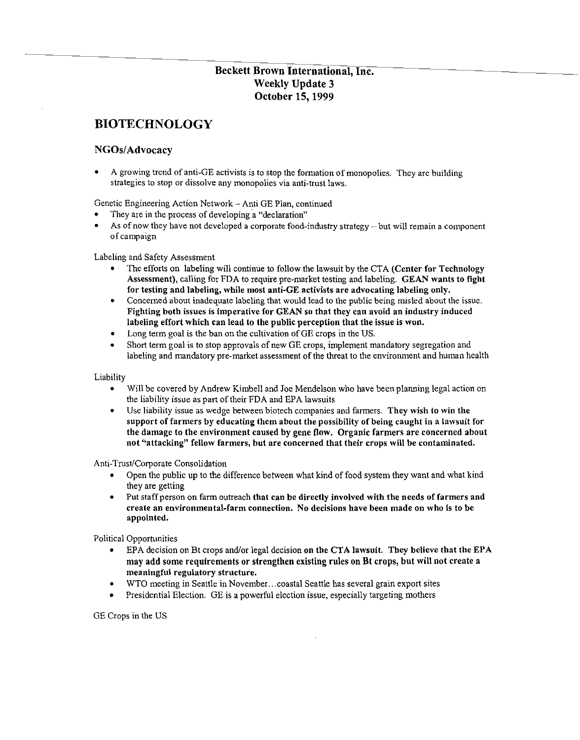**Beckett Brown International, Inc.**
**Weekly Update 3**
**October 15, 1999**

# BIOTECHNOLOGY

## NGOs/Advocacy

- A growing trend of anti-GE activists is to stop the formation of monopolies. They are building strategies to stop or dissolve any monopolies via anti-trust laws.

Genetic Engineering Action Network – Anti GE Plan, continued

- They are in the process of developing a "declaration"
- As of now they have not developed a corporate food-industry strategy – but will remain a component of campaign

Labeling and Safety Assessment

- The efforts on labeling will continue to follow the lawsuit by the CTA **(Center for Technology Assessment)**, calling for FDA to require pre-market testing and labeling. **GEAN wants to fight for testing and labeling, while most anti-GE activists are advocating labeling only.**
- Concerned about inadequate labeling that would lead to the public being misled about the issue. **Fighting both issues is imperative for GEAN so that they can avoid an industry induced labeling effort which can lead to the public perception that the issue is won.**
- Long term goal is the ban on the cultivation of GE crops in the US.
- Short term goal is to stop approvals of new GE crops, implement mandatory segregation and labeling and mandatory pre-market assessment of the threat to the environment and human health

Liability

- Will be covered by Andrew Kimbell and Joe Mendelson who have been planning legal action on the liability issue as part of their FDA and EPA lawsuits
- Use liability issue as wedge between biotech companies and farmers. **They wish to win the support of farmers by educating them about the possibility of being caught in a lawsuit for the damage to the environment caused by gene flow. Organic farmers are concerned about not "attacking" fellow farmers, but are concerned that their crops will be contaminated.**

Anti-Trust/Corporate Consolidation

- Open the public up to the difference between what kind of food system they want and what kind they are getting
- Put staff person on farm outreach **that can be directly involved with the needs of farmers and create an environmental-farm connection. No decisions have been made on who is to be appointed.**

Political Opportunities

- EPA decision on Bt crops and/or legal decision **on the CTA lawsuit. They believe that the EPA may add some requirements or strengthen existing rules on Bt crops, but will not create a meaningful regulatory structure.**
- WTO meeting in Seattle in November…coastal Seattle has several grain export sites
- Presidential Election. GE is a powerful election issue, especially targeting mothers

GE Crops in the US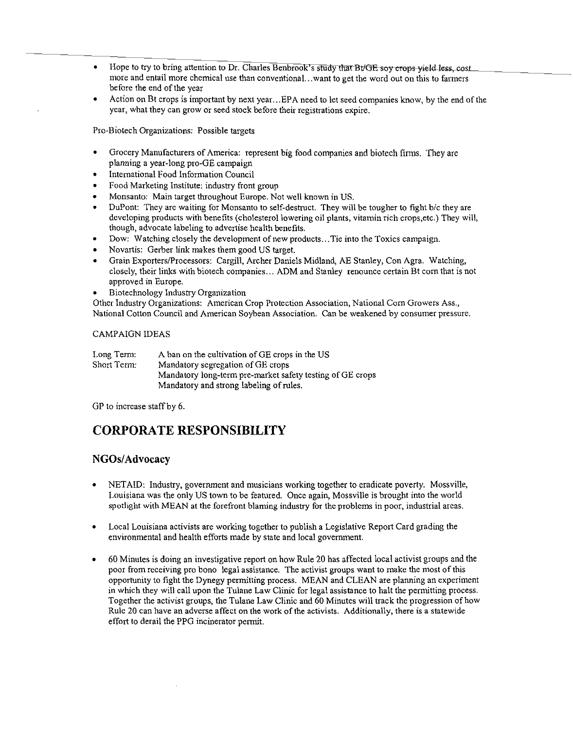- Hope to try to bring attention to Dr. Charles Benbrook's study that Bt/GE soy crops yield less, cost more and entail more chemical use than conventional…want to get the word out on this to farmers before the end of the year
- Action on Bt crops is important by next year…EPA need to let seed companies know, by the end of the year, what they can grow or seed stock before their registrations expire.

Pro-Biotech Organizations: Possible targets

- Grocery Manufacturers of America: represent big food companies and biotech firms. They are planning a year-long pro-GE campaign
- International Food Information Council
- Food Marketing Institute: industry front group
- Monsanto: Main target throughout Europe. Not well known in US.
- DuPont: They are waiting for Monsanto to self-destruct. They will be tougher to fight b/c they are developing products with benefits (cholesterol lowering oil plants, vitamin rich crops,etc.) They will, though, advocate labeling to advertise health benefits.
- Dow: Watching closely the development of new products…Tie into the Toxics campaign.
- Novartis: Gerber link makes them good US target.
- Grain Exporters/Processors: Cargill, Archer Daniels Midland, AE Stanley, Con Agra. Watching, closely, their links with biotech companies… ADM and Stanley renounce certain Bt corn that is not approved in Europe.
- Biotechnology Industry Organization

Other Industry Organizations: American Crop Protection Association, National Corn Growers Ass., National Cotton Council and American Soybean Association. Can be weakened by consumer pressure.

CAMPAIGN IDEAS

Long Term: A ban on the cultivation of GE crops in the US
Short Term: Mandatory segregation of GE crops
Mandatory long-term pre-market safety testing of GE crops
Mandatory and strong labeling of rules.

GP to increase staff by 6.

# CORPORATE RESPONSIBILITY

## NGOs/Advocacy

- NETAID: Industry, government and musicians working together to eradicate poverty. Mossville, Louisiana was the only US town to be featured. Once again, Mossville is brought into the world spotlight with MEAN at the forefront blaming industry for the problems in poor, industrial areas.

- Local Louisiana activists are working together to publish a Legislative Report Card grading the environmental and health efforts made by state and local government.

- 60 Minutes is doing an investigative report on how Rule 20 has affected local activist groups and the poor from receiving pro bono legal assistance. The activist groups want to make the most of this opportunity to fight the Dynegy permitting process. MEAN and CLEAN are planning an experiment in which they will call upon the Tulane Law Clinic for legal assistance to halt the permitting process. Together the activist groups, the Tulane Law Clinic and 60 Minutes will track the progression of how Rule 20 can have an adverse affect on the work of the activists. Additionally, there is a statewide effort to derail the PPG incinerator permit.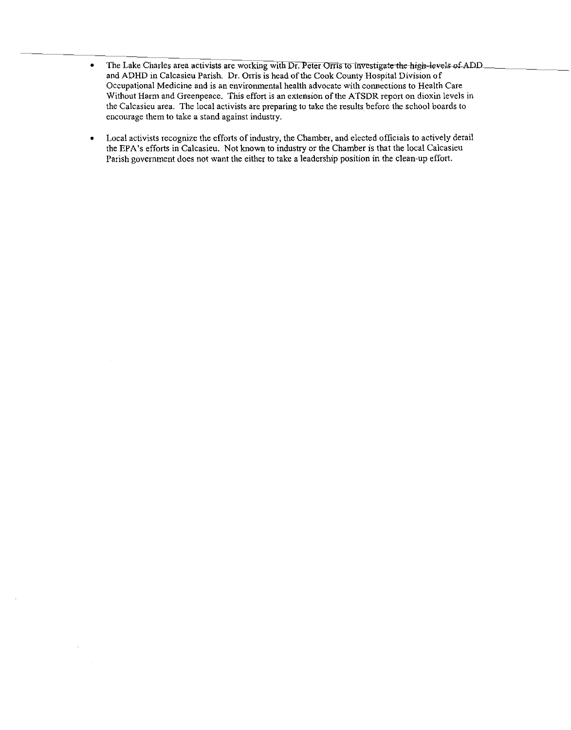- The Lake Charles area activists are working with Dr. Peter Orris to investigate the high levels of ADD and ADHD in Calcasieu Parish. Dr. Orris is head of the Cook County Hospital Division of Occupational Medicine and is an environmental health advocate with connections to Health Care Without Harm and Greenpeace. This effort is an extension of the ATSDR report on dioxin levels in the Calcasieu area. The local activists are preparing to take the results before the school boards to encourage them to take a stand against industry.

- Local activists recognize the efforts of industry, the Chamber, and elected officials to actively derail the EPA's efforts in Calcasieu. Not known to industry or the Chamber is that the local Calcasieu Parish government does not want the either to take a leadership position in the clean-up effort.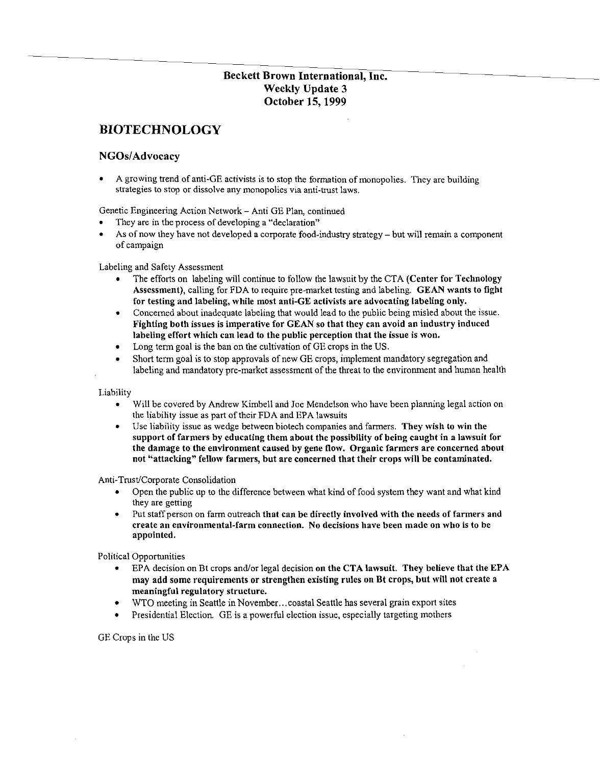**Beckett Brown International, Inc.**
**Weekly Update 3**
**October 15, 1999**

# BIOTECHNOLOGY

## NGOs/Advocacy

- A growing trend of anti-GE activists is to stop the formation of monopolies. They are building strategies to stop or dissolve any monopolies via anti-trust laws.

Genetic Engineering Action Network – Anti GE Plan, continued

- They are in the process of developing a "declaration"
- As of now they have not developed a corporate food-industry strategy – but will remain a component of campaign

Labeling and Safety Assessment

- The efforts on labeling will continue to follow the lawsuit by the CTA **(Center for Technology Assessment)**, calling for FDA to require pre-market testing and labeling. **GEAN wants to fight for testing and labeling, while most anti-GE activists are advocating labeling only.**
- Concerned about inadequate labeling that would lead to the public being misled about the issue. **Fighting both issues is imperative for GEAN so that they can avoid an industry induced labeling effort which can lead to the public perception that the issue is won.**
- Long term goal is the ban on the cultivation of GE crops in the US.
- Short term goal is to stop approvals of new GE crops, implement mandatory segregation and labeling and mandatory pre-market assessment of the threat to the environment and human health

Liability

- Will be covered by Andrew Kimbell and Joe Mendelson who have been planning legal action on the liability issue as part of their FDA and EPA lawsuits
- Use liability issue as wedge between biotech companies and farmers. **They wish to win the support of farmers by educating them about the possibility of being caught in a lawsuit for the damage to the environment caused by gene flow. Organic farmers are concerned about not "attacking" fellow farmers, but are concerned that their crops will be contaminated.**

Anti-Trust/Corporate Consolidation

- Open the public up to the difference between what kind of food system they want and what kind they are getting
- Put staff person on farm outreach **that can be directly involved with the needs of farmers and create an environmental-farm connection. No decisions have been made on who is to be appointed.**

Political Opportunities

- EPA decision on Bt crops and/or legal decision **on the CTA lawsuit. They believe that the EPA may add some requirements or strengthen existing rules on Bt crops, but will not create a meaningful regulatory structure.**
- WTO meeting in Seattle in November…coastal Seattle has several grain export sites
- Presidential Election. GE is a powerful election issue, especially targeting mothers

GE Crops in the US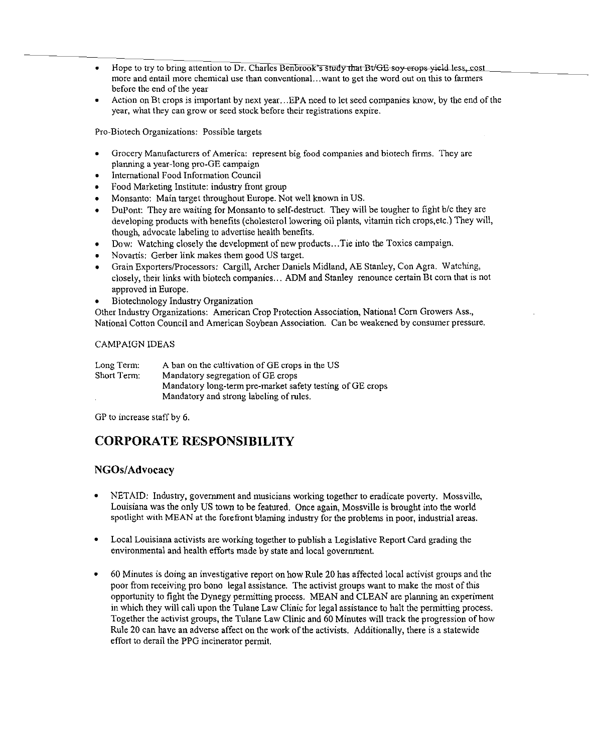- Hope to try to bring attention to Dr. Charles Benbrook's study that Bt/GE soy crops yield less, cost more and entail more chemical use than conventional…want to get the word out on this to farmers before the end of the year
- Action on Bt crops is important by next year…EPA need to let seed companies know, by the end of the year, what they can grow or seed stock before their registrations expire.

Pro-Biotech Organizations: Possible targets

- Grocery Manufacturers of America: represent big food companies and biotech firms. They are planning a year-long pro-GE campaign
- International Food Information Council
- Food Marketing Institute: industry front group
- Monsanto: Main target throughout Europe. Not well known in US.
- DuPont: They are waiting for Monsanto to self-destruct. They will be tougher to fight b/c they are developing products with benefits (cholesterol lowering oil plants, vitamin rich crops,etc.) They will, though, advocate labeling to advertise health benefits.
- Dow: Watching closely the development of new products…Tie into the Toxics campaign.
- Novartis: Gerber link makes them good US target.
- Grain Exporters/Processors: Cargill, Archer Daniels Midland, AE Stanley, Con Agra. Watching, closely, their links with biotech companies… ADM and Stanley renounce certain Bt corn that is not approved in Europe.
- Biotechnology Industry Organization

Other Industry Organizations: American Crop Protection Association, National Corn Growers Ass., National Cotton Council and American Soybean Association. Can be weakened by consumer pressure.

CAMPAIGN IDEAS

Long Term: A ban on the cultivation of GE crops in the US
Short Term: Mandatory segregation of GE crops
Mandatory long-term pre-market safety testing of GE crops
Mandatory and strong labeling of rules.

GP to increase staff by 6.

# CORPORATE RESPONSIBILITY

## NGOs/Advocacy

- NETAID: Industry, government and musicians working together to eradicate poverty. Mossville, Louisiana was the only US town to be featured. Once again, Mossville is brought into the world spotlight with MEAN at the forefront blaming industry for the problems in poor, industrial areas.

- Local Louisiana activists are working together to publish a Legislative Report Card grading the environmental and health efforts made by state and local government.

- 60 Minutes is doing an investigative report on how Rule 20 has affected local activist groups and the poor from receiving pro bono legal assistance. The activist groups want to make the most of this opportunity to fight the Dynegy permitting process. MEAN and CLEAN are planning an experiment in which they will call upon the Tulane Law Clinic for legal assistance to halt the permitting process. Together the activist groups, the Tulane Law Clinic and 60 Minutes will track the progression of how Rule 20 can have an adverse affect on the work of the activists. Additionally, there is a statewide effort to derail the PPG incinerator permit.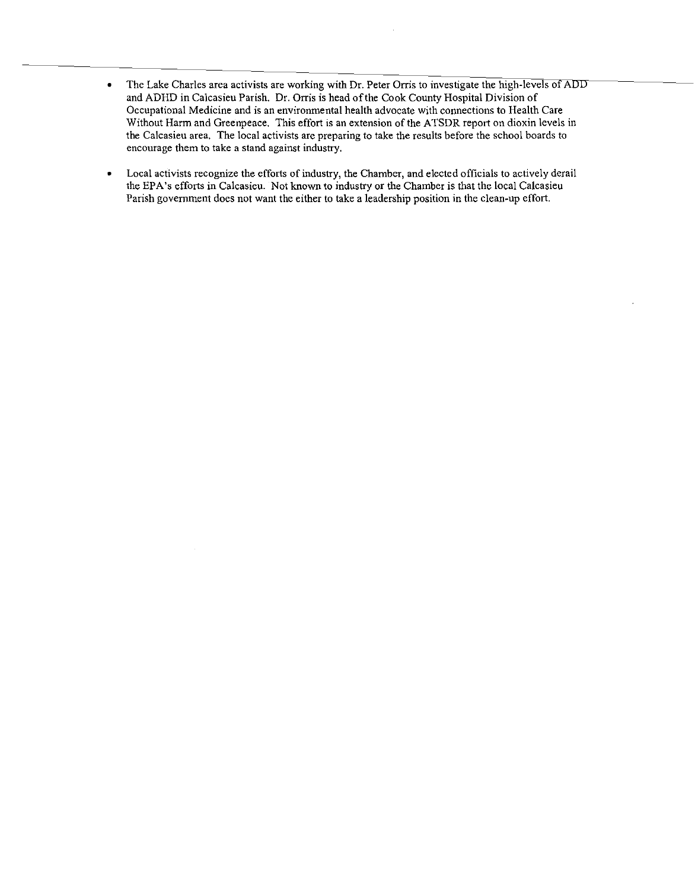- The Lake Charles area activists are working with Dr. Peter Orris to investigate the high-levels of ADD and ADHD in Calcasieu Parish. Dr. Orris is head of the Cook County Hospital Division of Occupational Medicine and is an environmental health advocate with connections to Health Care Without Harm and Greenpeace. This effort is an extension of the ATSDR report on dioxin levels in the Calcasieu area. The local activists are preparing to take the results before the school boards to encourage them to take a stand against industry.

- Local activists recognize the efforts of industry, the Chamber, and elected officials to actively derail the EPA's efforts in Calcasieu. Not known to industry or the Chamber is that the local Calcasieu Parish government does not want the either to take a leadership position in the clean-up effort.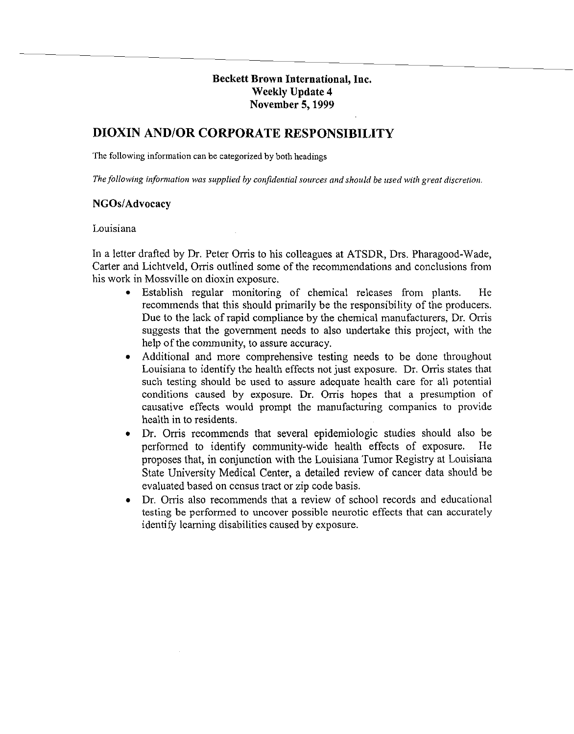**Beckett Brown International, Inc.**
**Weekly Update 4**
**November 5, 1999**

## DIOXIN AND/OR CORPORATE RESPONSIBILITY

The following information can be categorized by both headings

*The following information was supplied by confidential sources and should be used with great discretion.*

### NGOs/Advocacy

Louisiana

In a letter drafted by Dr. Peter Orris to his colleagues at ATSDR, Drs. Pharagood-Wade, Carter and Lichtveld, Orris outlined some of the recommendations and conclusions from his work in Mossville on dioxin exposure.

- Establish regular monitoring of chemical releases from plants. He recommends that this should primarily be the responsibility of the producers. Due to the lack of rapid compliance by the chemical manufacturers, Dr. Orris suggests that the government needs to also undertake this project, with the help of the community, to assure accuracy.
- Additional and more comprehensive testing needs to be done throughout Louisiana to identify the health effects not just exposure. Dr. Orris states that such testing should be used to assure adequate health care for all potential conditions caused by exposure. Dr. Orris hopes that a presumption of causative effects would prompt the manufacturing companies to provide health in to residents.
- Dr. Orris recommends that several epidemiologic studies should also be performed to identify community-wide health effects of exposure. He proposes that, in conjunction with the Louisiana Tumor Registry at Louisiana State University Medical Center, a detailed review of cancer data should be evaluated based on census tract or zip code basis.
- Dr. Orris also recommends that a review of school records and educational testing be performed to uncover possible neurotic effects that can accurately identify learning disabilities caused by exposure.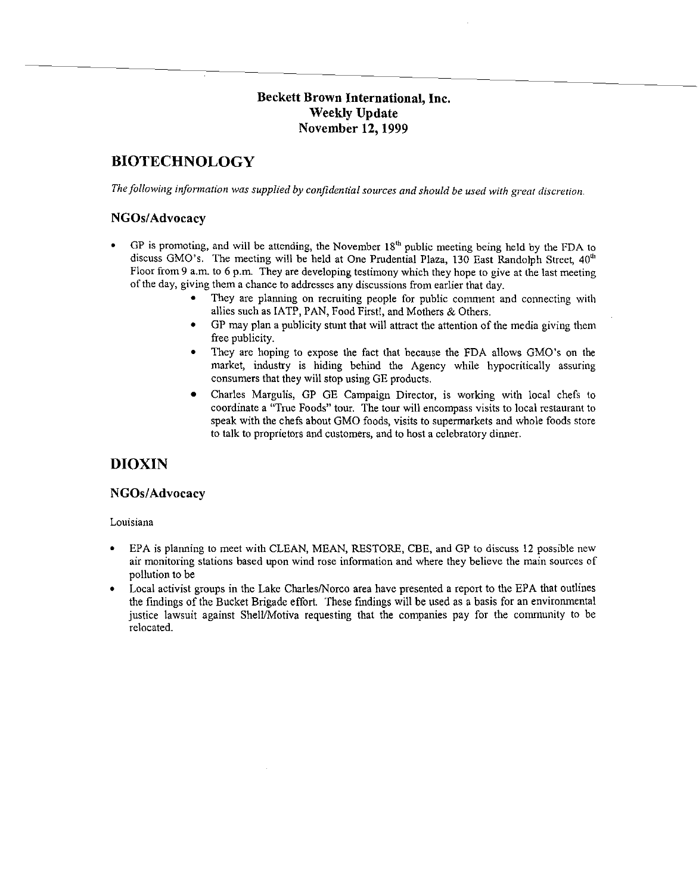**Beckett Brown International, Inc.**
**Weekly Update**
**November 12, 1999**

# BIOTECHNOLOGY

*The following information was supplied by confidential sources and should be used with great discretion.*

## NGOs/Advocacy

- GP is promoting, and will be attending, the November 18th public meeting being held by the FDA to discuss GMO's. The meeting will be held at One Prudential Plaza, 130 East Randolph Street, 40th Floor from 9 a.m. to 6 p.m. They are developing testimony which they hope to give at the last meeting of the day, giving them a chance to addresses any discussions from earlier that day.
  - They are planning on recruiting people for public comment and connecting with allies such as IATP, PAN, Food First!, and Mothers & Others.
  - GP may plan a publicity stunt that will attract the attention of the media giving them free publicity.
  - They are hoping to expose the fact that because the FDA allows GMO's on the market, industry is hiding behind the Agency while hypocritically assuring consumers that they will stop using GE products.
  - Charles Margulis, GP GE Campaign Director, is working with local chefs to coordinate a "True Foods" tour. The tour will encompass visits to local restaurant to speak with the chefs about GMO foods, visits to supermarkets and whole foods store to talk to proprietors and customers, and to host a celebratory dinner.

# DIOXIN

## NGOs/Advocacy

Louisiana

- EPA is planning to meet with CLEAN, MEAN, RESTORE, CBE, and GP to discuss 12 possible new air monitoring stations based upon wind rose information and where they believe the main sources of pollution to be
- Local activist groups in the Lake Charles/Norco area have presented a report to the EPA that outlines the findings of the Bucket Brigade effort. These findings will be used as a basis for an environmental justice lawsuit against Shell/Motiva requesting that the companies pay for the community to be relocated.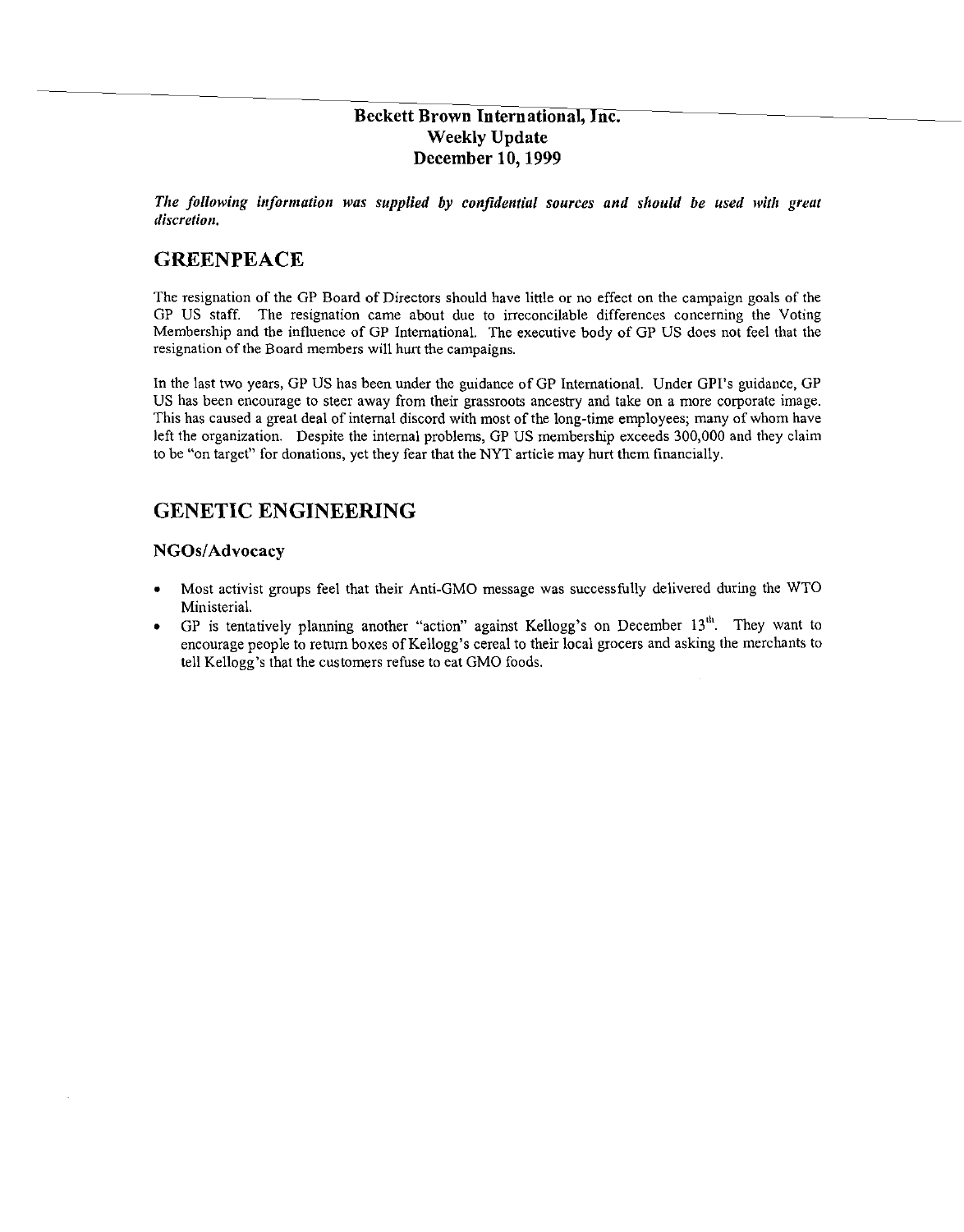**Beckett Brown International, Inc.**
**Weekly Update**
**December 10, 1999**

***The following information was supplied by confidential sources and should be used with great discretion.***

# GREENPEACE

The resignation of the GP Board of Directors should have little or no effect on the campaign goals of the GP US staff. The resignation came about due to irreconcilable differences concerning the Voting Membership and the influence of GP International. The executive body of GP US does not feel that the resignation of the Board members will hurt the campaigns.

In the last two years, GP US has been under the guidance of GP International. Under GPI's guidance, GP US has been encourage to steer away from their grassroots ancestry and take on a more corporate image. This has caused a great deal of internal discord with most of the long-time employees; many of whom have left the organization. Despite the internal problems, GP US membership exceeds 300,000 and they claim to be "on target" for donations, yet they fear that the NYT article may hurt them financially.

# GENETIC ENGINEERING

## NGOs/Advocacy

- Most activist groups feel that their Anti-GMO message was successfully delivered during the WTO Ministerial.
- GP is tentatively planning another "action" against Kellogg's on December 13th. They want to encourage people to return boxes of Kellogg's cereal to their local grocers and asking the merchants to tell Kellogg's that the customers refuse to eat GMO foods.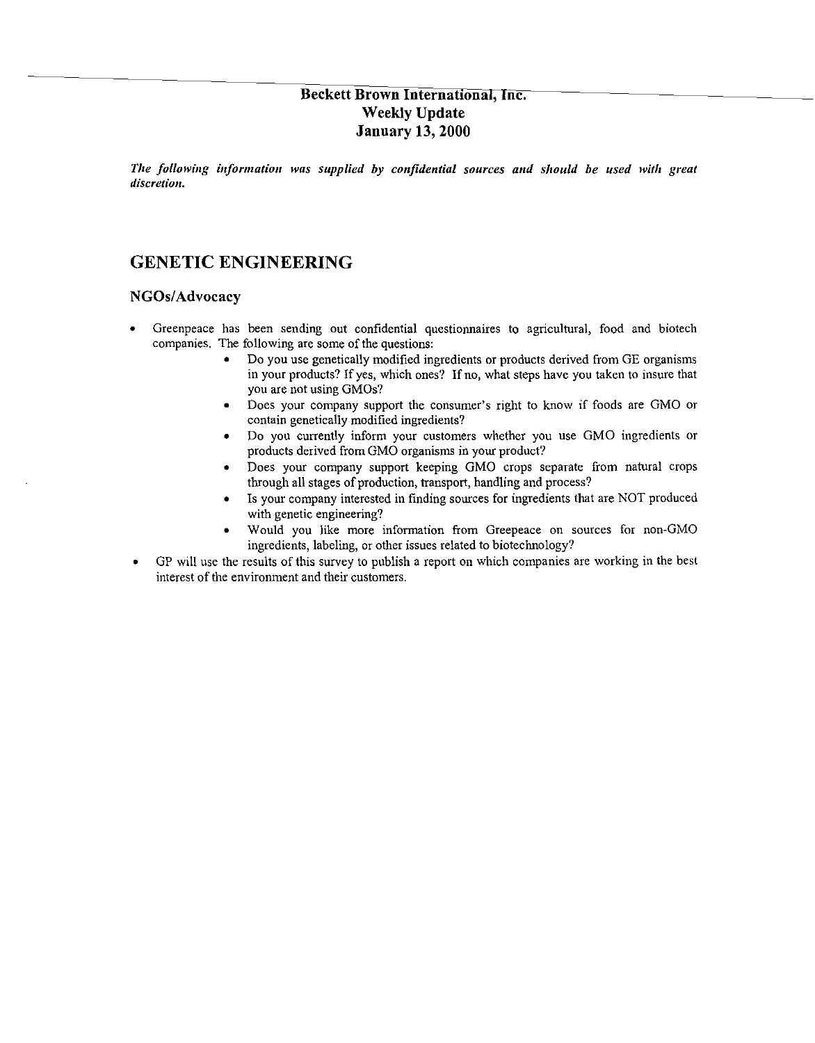**Beckett Brown International, Inc.**
**Weekly Update**
**January 13, 2000**

*The following information was supplied by confidential sources and should be used with great discretion.*

# GENETIC ENGINEERING

## NGOs/Advocacy

- Greenpeace has been sending out confidential questionnaires to agricultural, food and biotech companies. The following are some of the questions:
  - Do you use genetically modified ingredients or products derived from GE organisms in your products? If yes, which ones? If no, what steps have you taken to insure that you are not using GMOs?
  - Does your company support the consumer's right to know if foods are GMO or contain genetically modified ingredients?
  - Do you currently inform your customers whether you use GMO ingredients or products derived from GMO organisms in your product?
  - Does your company support keeping GMO crops separate from natural crops through all stages of production, transport, handling and process?
  - Is your company interested in finding sources for ingredients that are NOT produced with genetic engineering?
  - Would you like more information from Greepeace on sources for non-GMO ingredients, labeling, or other issues related to biotechnology?
- GP will use the results of this survey to publish a report on which companies are working in the best interest of the environment and their customers.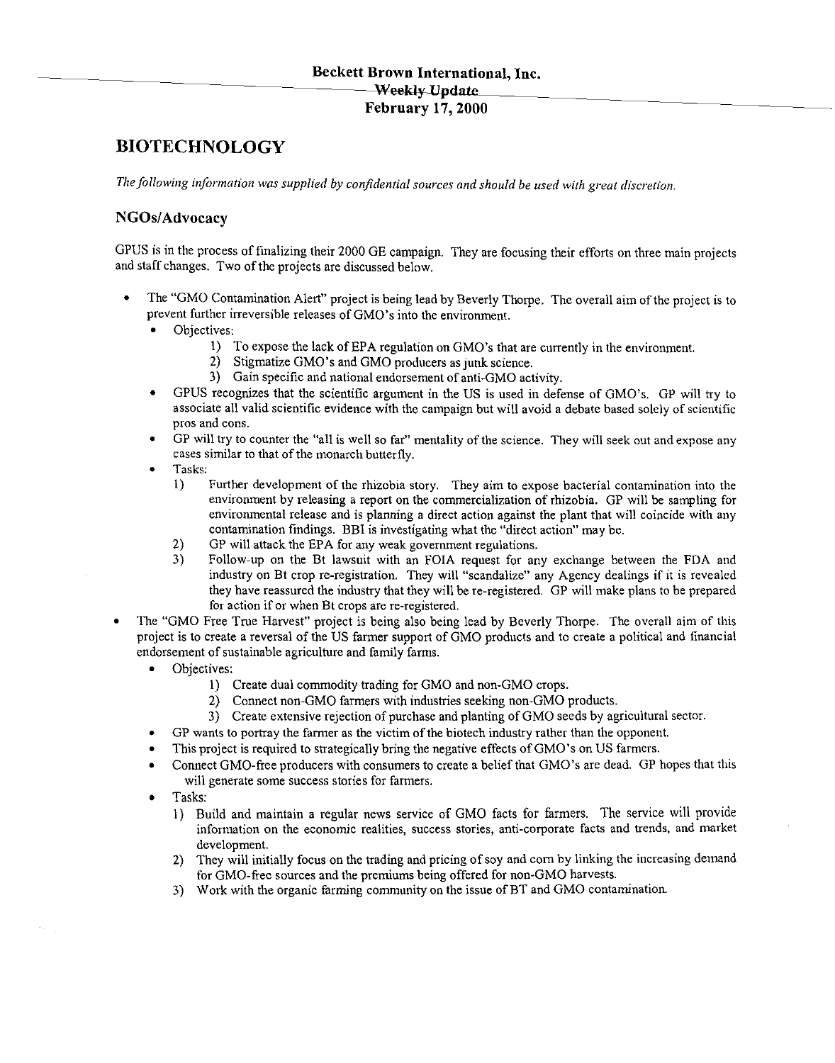**Beckett Brown International, Inc.**
~~Weekly Update~~
**February 17, 2000**

# BIOTECHNOLOGY

*The following information was supplied by confidential sources and should be used with great discretion.*

## NGOs/Advocacy

GPUS is in the process of finalizing their 2000 GE campaign. They are focusing their efforts on three main projects and staff changes. Two of the projects are discussed below.

- The "GMO Contamination Alert" project is being lead by Beverly Thorpe. The overall aim of the project is to prevent further irreversible releases of GMO's into the environment.
  - Objectives:
    1) To expose the lack of EPA regulation on GMO's that are currently in the environment.
    2) Stigmatize GMO's and GMO producers as junk science.
    3) Gain specific and national endorsement of anti-GMO activity.
  - GPUS recognizes that the scientific argument in the US is used in defense of GMO's. GP will try to associate all valid scientific evidence with the campaign but will avoid a debate based solely of scientific pros and cons.
  - GP will try to counter the "all is well so far" mentality of the science. They will seek out and expose any cases similar to that of the monarch butterfly.
  - Tasks:
    1) Further development of the rhizobia story. They aim to expose bacterial contamination into the environment by releasing a report on the commercialization of rhizobia. GP will be sampling for environmental release and is planning a direct action against the plant that will coincide with any contamination findings. BBI is investigating what the "direct action" may be.
    2) GP will attack the EPA for any weak government regulations.
    3) Follow-up on the Bt lawsuit with an FOIA request for any exchange between the FDA and industry on Bt crop re-registration. They will "scandalize" any Agency dealings if it is revealed they have reassured the industry that they will be re-registered. GP will make plans to be prepared for action if or when Bt crops are re-registered.
- The "GMO Free True Harvest" project is being also being lead by Beverly Thorpe. The overall aim of this project is to create a reversal of the US farmer support of GMO products and to create a political and financial endorsement of sustainable agriculture and family farms.
  - Objectives:
    1) Create dual commodity trading for GMO and non-GMO crops.
    2) Connect non-GMO farmers with industries seeking non-GMO products.
    3) Create extensive rejection of purchase and planting of GMO seeds by agricultural sector.
  - GP wants to portray the farmer as the victim of the biotech industry rather than the opponent.
  - This project is required to strategically bring the negative effects of GMO's on US farmers.
  - Connect GMO-free producers with consumers to create a belief that GMO's are dead. GP hopes that this will generate some success stories for farmers.
  - Tasks:
    1) Build and maintain a regular news service of GMO facts for farmers. The service will provide information on the economic realities, success stories, anti-corporate facts and trends, and market development.
    2) They will initially focus on the trading and pricing of soy and corn by linking the increasing demand for GMO-free sources and the premiums being offered for non-GMO harvests.
    3) Work with the organic farming community on the issue of BT and GMO contamination.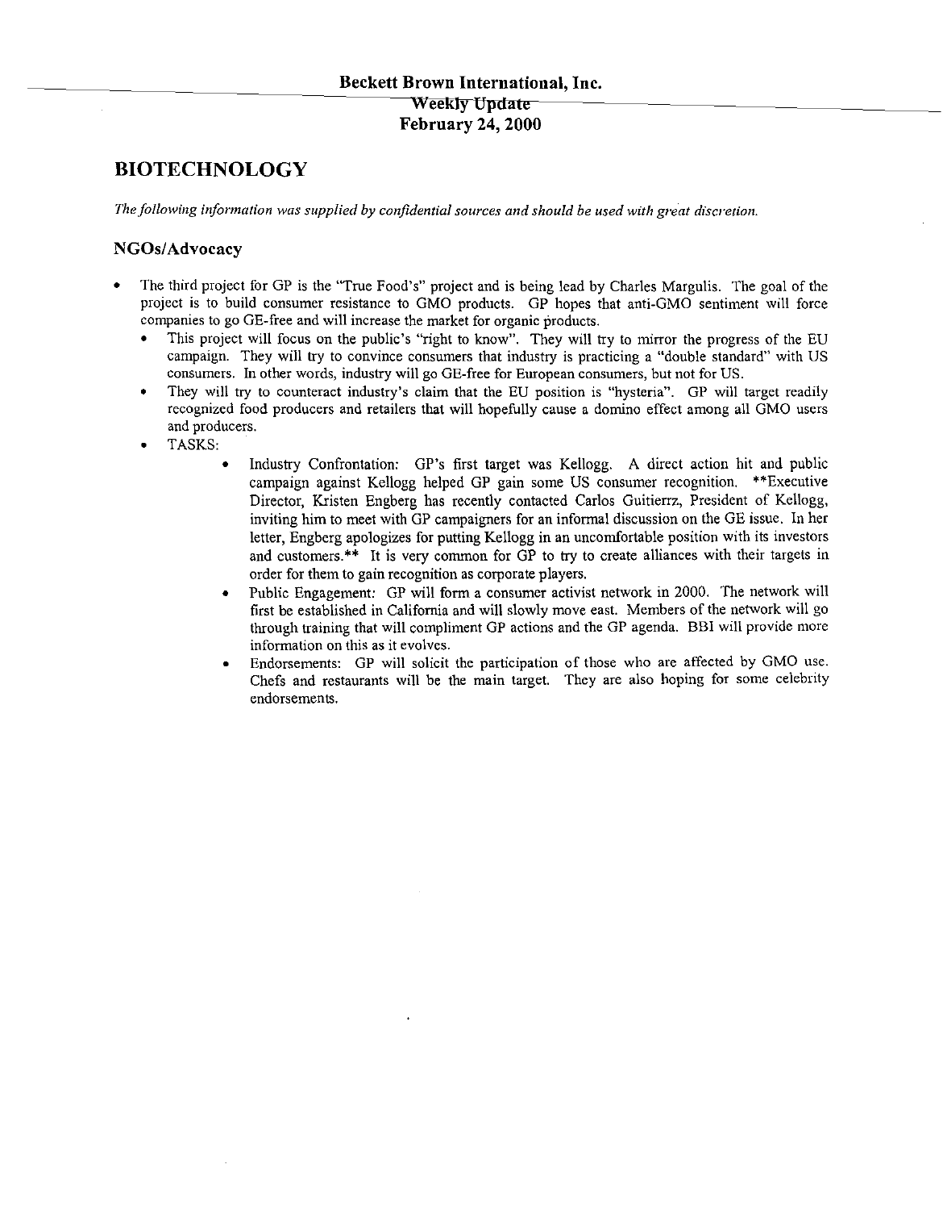**Beckett Brown International, Inc.**
**Weekly Update**
**February 24, 2000**

# BIOTECHNOLOGY

*The following information was supplied by confidential sources and should be used with great discretion.*

## NGOs/Advocacy

- The third project for GP is the "True Food's" project and is being lead by Charles Margulis. The goal of the project is to build consumer resistance to GMO products. GP hopes that anti-GMO sentiment will force companies to go GE-free and will increase the market for organic products.
  - This project will focus on the public's "right to know". They will try to mirror the progress of the EU campaign. They will try to convince consumers that industry is practicing a "double standard" with US consumers. In other words, industry will go GE-free for European consumers, but not for US.
  - They will try to counteract industry's claim that the EU position is "hysteria". GP will target readily recognized food producers and retailers that will hopefully cause a domino effect among all GMO users and producers.
  - TASKS:
    - Industry Confrontation: GP's first target was Kellogg. A direct action hit and public campaign against Kellogg helped GP gain some US consumer recognition. **Executive Director, Kristen Engberg has recently contacted Carlos Guitierrz, President of Kellogg, inviting him to meet with GP campaigners for an informal discussion on the GE issue. In her letter, Engberg apologizes for putting Kellogg in an uncomfortable position with its investors and customers.** It is very common for GP to try to create alliances with their targets in order for them to gain recognition as corporate players.
    - Public Engagement: GP will form a consumer activist network in 2000. The network will first be established in California and will slowly move east. Members of the network will go through training that will compliment GP actions and the GP agenda. BBI will provide more information on this as it evolves.
    - Endorsements: GP will solicit the participation of those who are affected by GMO use. Chefs and restaurants will be the main target. They are also hoping for some celebrity endorsements.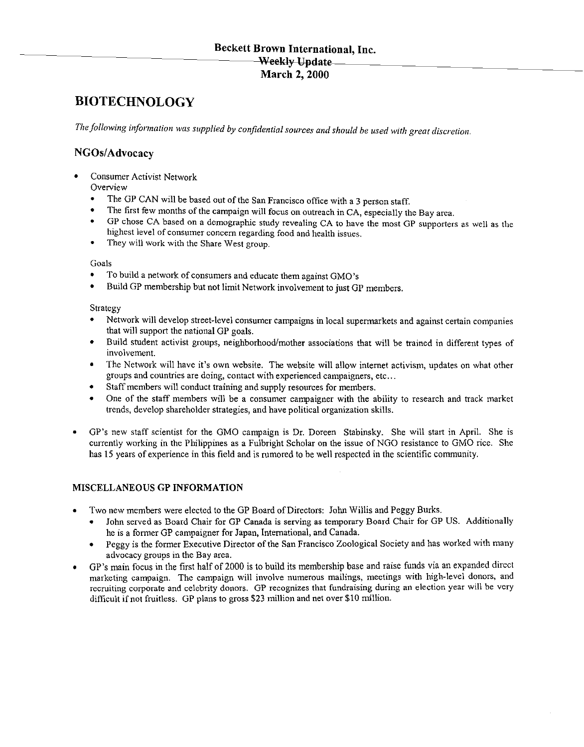**Beckett Brown International, Inc.**
**Weekly Update**
**March 2, 2000**

# BIOTECHNOLOGY

*The following information was supplied by confidential sources and should be used with great discretion.*

## NGOs/Advocacy

- Consumer Activist Network
  Overview
  - The GP CAN will be based out of the San Francisco office with a 3 person staff.
  - The first few months of the campaign will focus on outreach in CA, especially the Bay area.
  - GP chose CA based on a demographic study revealing CA to have the most GP supporters as well as the highest level of consumer concern regarding food and health issues.
  - They will work with the Share West group.

  Goals
  - To build a network of consumers and educate them against GMO's
  - Build GP membership but not limit Network involvement to just GP members.

  Strategy
  - Network will develop street-level consumer campaigns in local supermarkets and against certain companies that will support the national GP goals.
  - Build student activist groups, neighborhood/mother associations that will be trained in different types of involvement.
  - The Network will have it's own website. The website will allow internet activism, updates on what other groups and countries are doing, contact with experienced campaigners, etc…
  - Staff members will conduct training and supply resources for members.
  - One of the staff members will be a consumer campaigner with the ability to research and track market trends, develop shareholder strategies, and have political organization skills.

- GP's new staff scientist for the GMO campaign is Dr. Doreen Stabinsky. She will start in April. She is currently working in the Philippines as a Fulbright Scholar on the issue of NGO resistance to GMO rice. She has 15 years of experience in this field and is rumored to be well respected in the scientific community.

### MISCELLANEOUS GP INFORMATION

- Two new members were elected to the GP Board of Directors: John Willis and Peggy Burks.
  - John served as Board Chair for GP Canada is serving as temporary Board Chair for GP US. Additionally he is a former GP campaigner for Japan, International, and Canada.
  - Peggy is the former Executive Director of the San Francisco Zoological Society and has worked with many advocacy groups in the Bay area.
- GP's main focus in the first half of 2000 is to build its membership base and raise funds via an expanded direct marketing campaign. The campaign will involve numerous mailings, meetings with high-level donors, and recruiting corporate and celebrity donors. GP recognizes that fundraising during an election year will be very difficult if not fruitless. GP plans to gross $23 million and net over $10 million.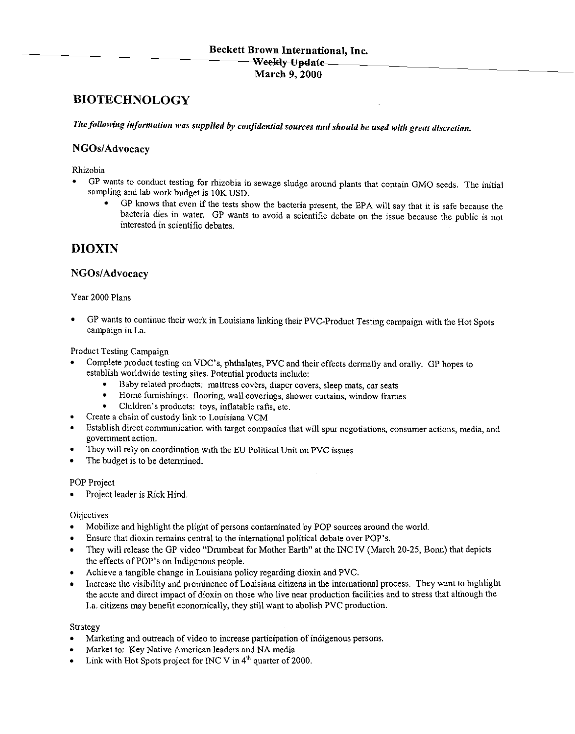**Beckett Brown International, Inc.**
**Weekly Update**
**March 9, 2000**

# BIOTECHNOLOGY

***The following information was supplied by confidential sources and should be used with great discretion.***

## NGOs/Advocacy

Rhizobia

- GP wants to conduct testing for rhizobia in sewage sludge around plants that contain GMO seeds. The initial sampling and lab work budget is 10K USD.
    - GP knows that even if the tests show the bacteria present, the EPA will say that it is safe because the bacteria dies in water. GP wants to avoid a scientific debate on the issue because the public is not interested in scientific debates.

# DIOXIN

## NGOs/Advocacy

Year 2000 Plans

- GP wants to continue their work in Louisiana linking their PVC-Product Testing campaign with the Hot Spots campaign in La.

Product Testing Campaign

- Complete product testing on VDC's, phthalates, PVC and their effects dermally and orally. GP hopes to establish worldwide testing sites. Potential products include:
    - Baby related products: mattress covers, diaper covers, sleep mats, car seats
    - Home furnishings: flooring, wall coverings, shower curtains, window frames
    - Children's products: toys, inflatable rafts, etc.
- Create a chain of custody link to Louisiana VCM
- Establish direct communication with target companies that will spur negotiations, consumer actions, media, and government action.
- They will rely on coordination with the EU Political Unit on PVC issues
- The budget is to be determined.

POP Project

- Project leader is Rick Hind.

Objectives

- Mobilize and highlight the plight of persons contaminated by POP sources around the world.
- Ensure that dioxin remains central to the international political debate over POP's.
- They will release the GP video "Drumbeat for Mother Earth" at the INC IV (March 20-25, Bonn) that depicts the effects of POP's on Indigenous people.
- Achieve a tangible change in Louisiana policy regarding dioxin and PVC.
- Increase the visibility and prominence of Louisiana citizens in the international process. They want to highlight the acute and direct impact of dioxin on those who live near production facilities and to stress that although the La. citizens may benefit economically, they still want to abolish PVC production.

Strategy

- Marketing and outreach of video to increase participation of indigenous persons.
- Market to: Key Native American leaders and NA media
- Link with Hot Spots project for INC V in 4th quarter of 2000.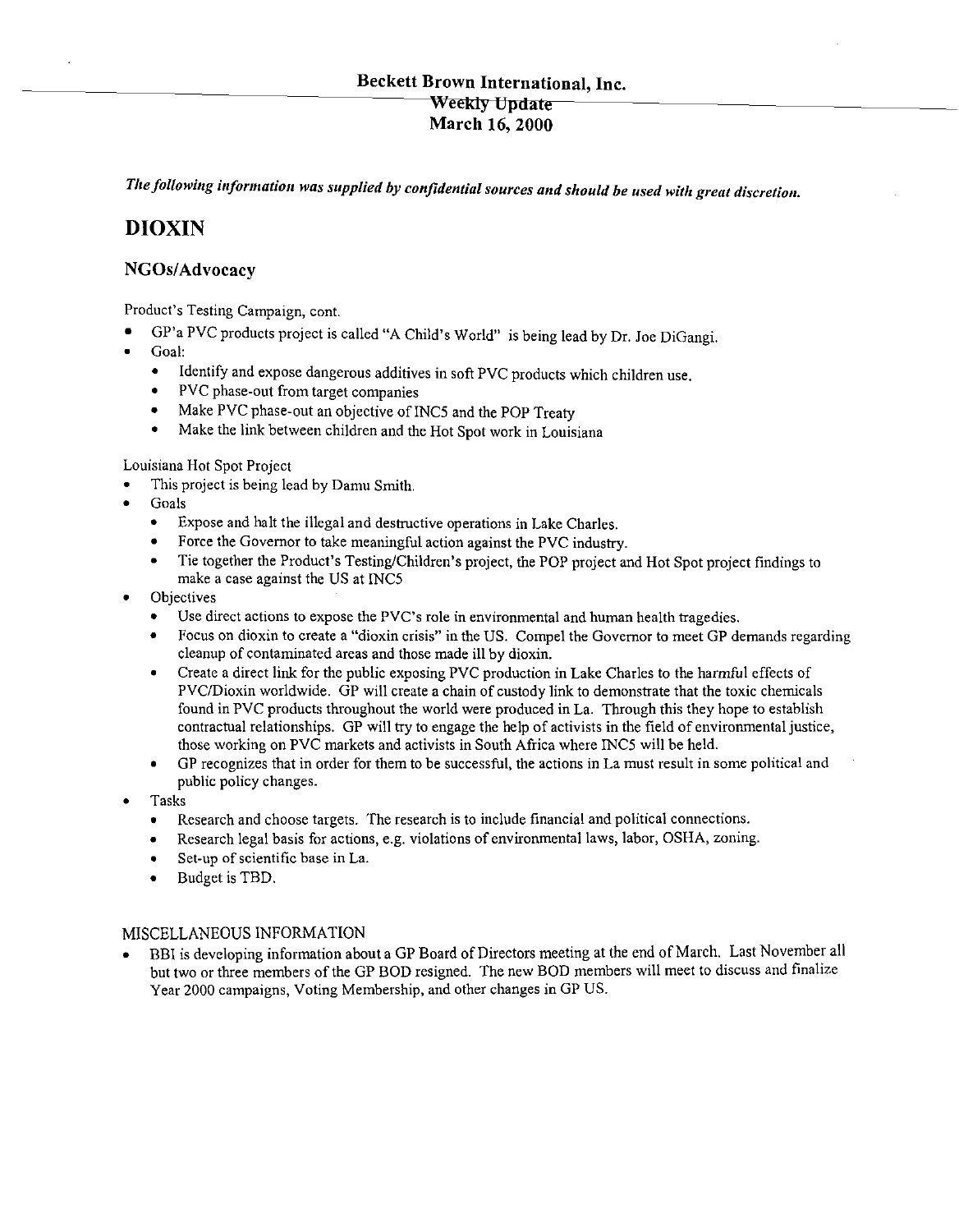**Beckett Brown International, Inc.**
**Weekly Update**
**March 16, 2000**

*The following information was supplied by confidential sources and should be used with great discretion.*

# DIOXIN

## NGOs/Advocacy

Product's Testing Campaign, cont.

- GP'a PVC products project is called "A Child's World" is being lead by Dr. Joe DiGangi.
- Goal:
  - Identify and expose dangerous additives in soft PVC products which children use.
  - PVC phase-out from target companies
  - Make PVC phase-out an objective of INC5 and the POP Treaty
  - Make the link between children and the Hot Spot work in Louisiana

Louisiana Hot Spot Project

- This project is being lead by Damu Smith.
- Goals
  - Expose and halt the illegal and destructive operations in Lake Charles.
  - Force the Governor to take meaningful action against the PVC industry.
  - Tie together the Product's Testing/Children's project, the POP project and Hot Spot project findings to make a case against the US at INC5
- Objectives
  - Use direct actions to expose the PVC's role in environmental and human health tragedies.
  - Focus on dioxin to create a "dioxin crisis" in the US. Compel the Governor to meet GP demands regarding cleanup of contaminated areas and those made ill by dioxin.
  - Create a direct link for the public exposing PVC production in Lake Charles to the harmful effects of PVC/Dioxin worldwide. GP will create a chain of custody link to demonstrate that the toxic chemicals found in PVC products throughout the world were produced in La. Through this they hope to establish contractual relationships. GP will try to engage the help of activists in the field of environmental justice, those working on PVC markets and activists in South Africa where INC5 will be held.
  - GP recognizes that in order for them to be successful, the actions in La must result in some political and public policy changes.
- Tasks
  - Research and choose targets. The research is to include financial and political connections.
  - Research legal basis for actions, e.g. violations of environmental laws, labor, OSHA, zoning.
  - Set-up of scientific base in La.
  - Budget is TBD.

MISCELLANEOUS INFORMATION

- BBI is developing information about a GP Board of Directors meeting at the end of March. Last November all but two or three members of the GP BOD resigned. The new BOD members will meet to discuss and finalize Year 2000 campaigns, Voting Membership, and other changes in GP US.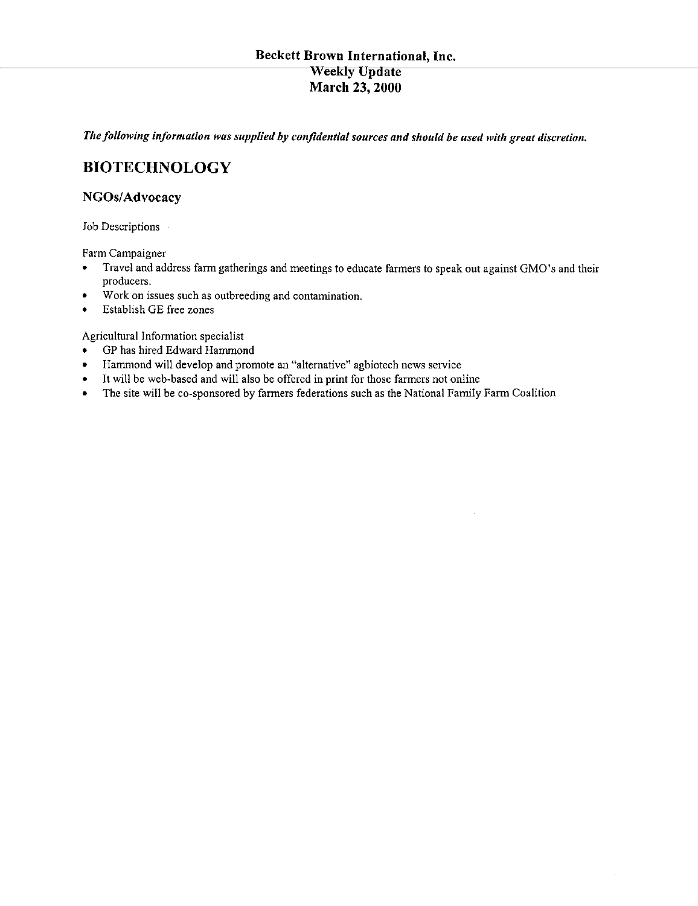**Beckett Brown International, Inc.**
**Weekly Update**
**March 23, 2000**

***The following information was supplied by confidential sources and should be used with great discretion.***

# BIOTECHNOLOGY

## NGOs/Advocacy

Job Descriptions

Farm Campaigner

- Travel and address farm gatherings and meetings to educate farmers to speak out against GMO's and their producers.
- Work on issues such as outbreeding and contamination.
- Establish GE free zones

Agricultural Information specialist

- GP has hired Edward Hammond
- Hammond will develop and promote an "alternative" agbiotech news service
- It will be web-based and will also be offered in print for those farmers not online
- The site will be co-sponsored by farmers federations such as the National Family Farm Coalition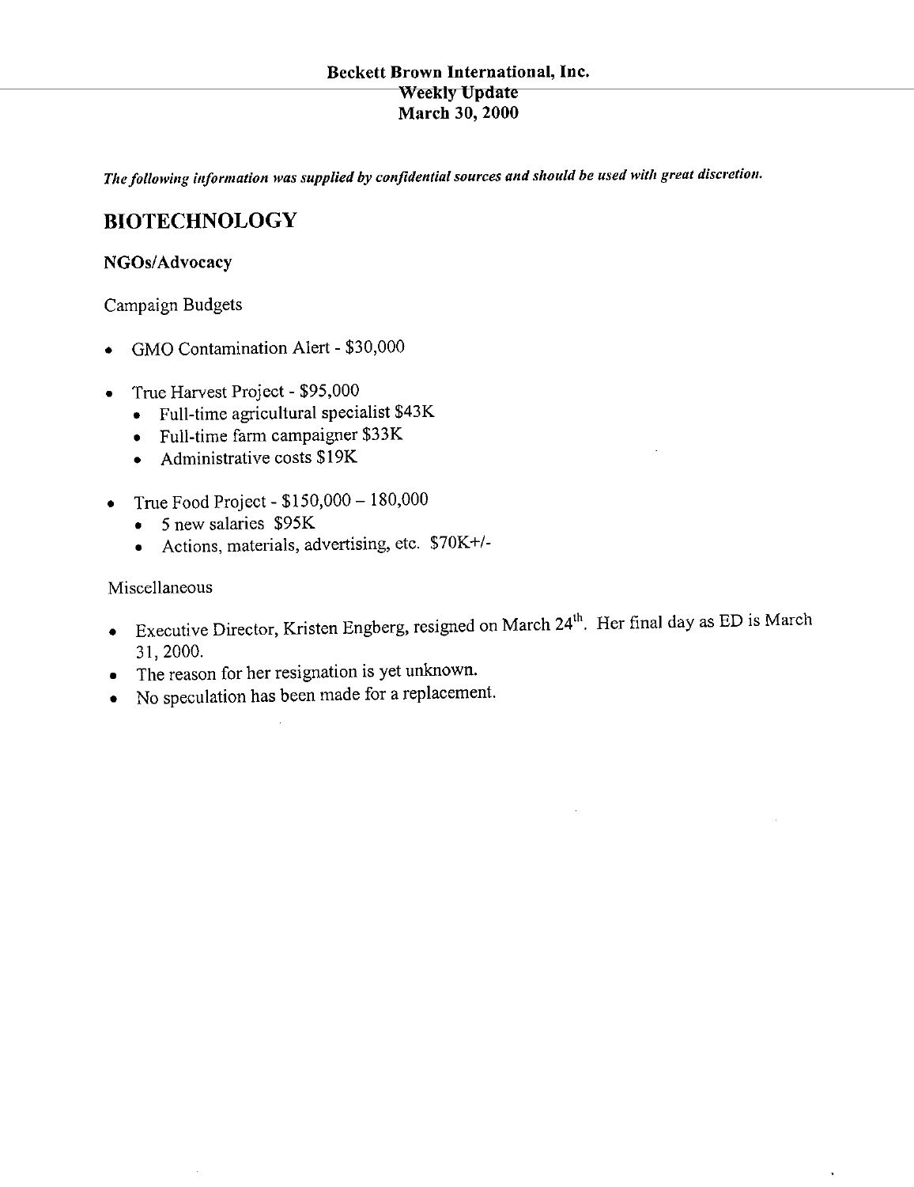**Beckett Brown International, Inc.**
**Weekly Update**
**March 30, 2000**

***The following information was supplied by confidential sources and should be used with great discretion.***

# BIOTECHNOLOGY

### NGOs/Advocacy

Campaign Budgets

- GMO Contamination Alert - $30,000

- True Harvest Project - $95,000
  - Full-time agricultural specialist $43K
  - Full-time farm campaigner $33K
  - Administrative costs $19K

- True Food Project - $150,000 – 180,000
  - 5 new salaries $95K
  - Actions, materials, advertising, etc. $70K+/-

Miscellaneous

- Executive Director, Kristen Engberg, resigned on March 24th. Her final day as ED is March 31, 2000.
- The reason for her resignation is yet unknown.
- No speculation has been made for a replacement.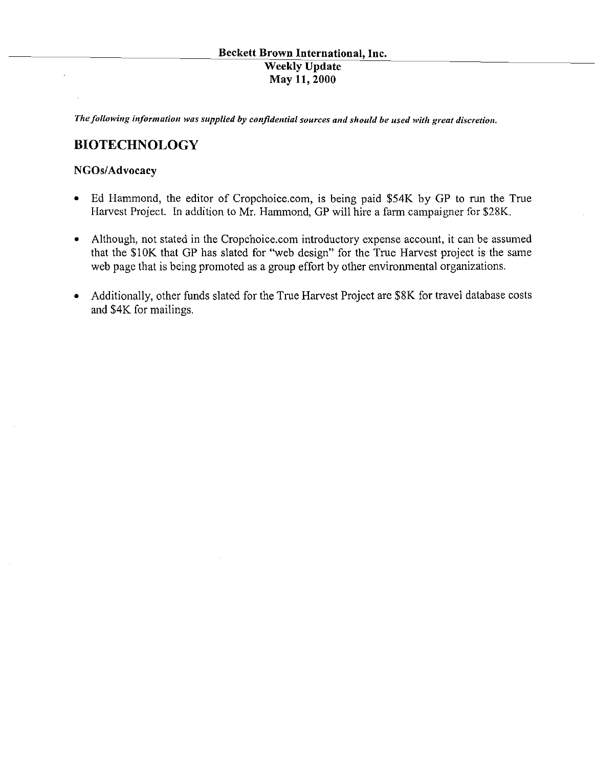**Beckett Brown International, Inc.**
**Weekly Update**
**May 11, 2000**

***The following information was supplied by confidential sources and should be used with great discretion.***

## BIOTECHNOLOGY

### NGOs/Advocacy

- Ed Hammond, the editor of Cropchoice.com, is being paid $54K by GP to run the True Harvest Project. In addition to Mr. Hammond, GP will hire a farm campaigner for $28K.

- Although, not stated in the Cropchoice.com introductory expense account, it can be assumed that the $10K that GP has slated for "web design" for the True Harvest project is the same web page that is being promoted as a group effort by other environmental organizations.

- Additionally, other funds slated for the True Harvest Project are $8K for travel database costs and $4K for mailings.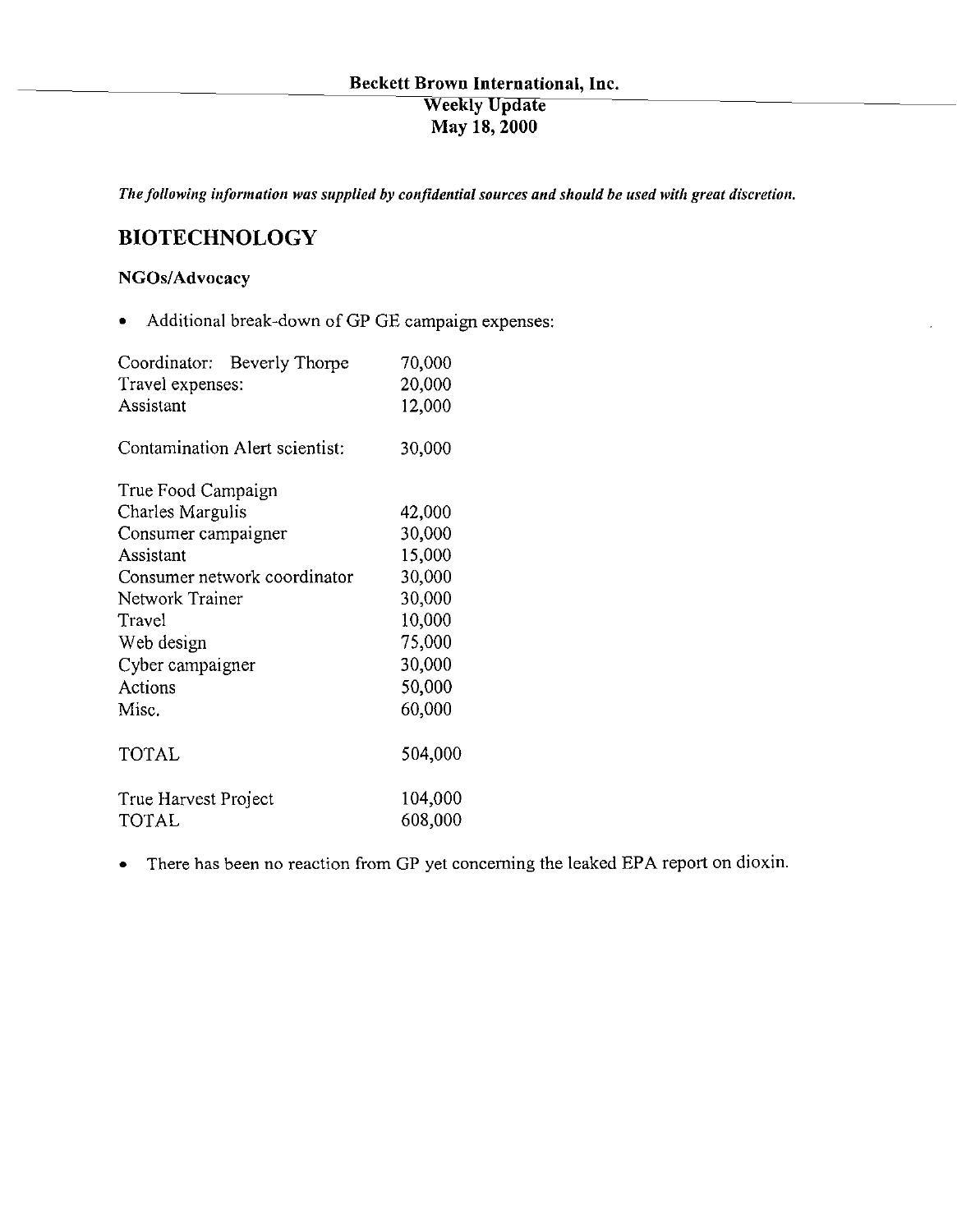**Beckett Brown International, Inc.**
**Weekly Update**
**May 18, 2000**

***The following information was supplied by confidential sources and should be used with great discretion.***

## BIOTECHNOLOGY

### NGOs/Advocacy

- Additional break-down of GP GE campaign expenses:

| | |
|---|---|
| Coordinator: Beverly Thorpe | 70,000 |
| Travel expenses: | 20,000 |
| Assistant | 12,000 |
| | |
| Contamination Alert scientist: | 30,000 |
| | |
| True Food Campaign | |
| Charles Margulis | 42,000 |
| Consumer campaigner | 30,000 |
| Assistant | 15,000 |
| Consumer network coordinator | 30,000 |
| Network Trainer | 30,000 |
| Travel | 10,000 |
| Web design | 75,000 |
| Cyber campaigner | 30,000 |
| Actions | 50,000 |
| Misc. | 60,000 |
| | |
| TOTAL | 504,000 |
| | |
| True Harvest Project | 104,000 |
| TOTAL | 608,000 |

- There has been no reaction from GP yet concerning the leaked EPA report on dioxin.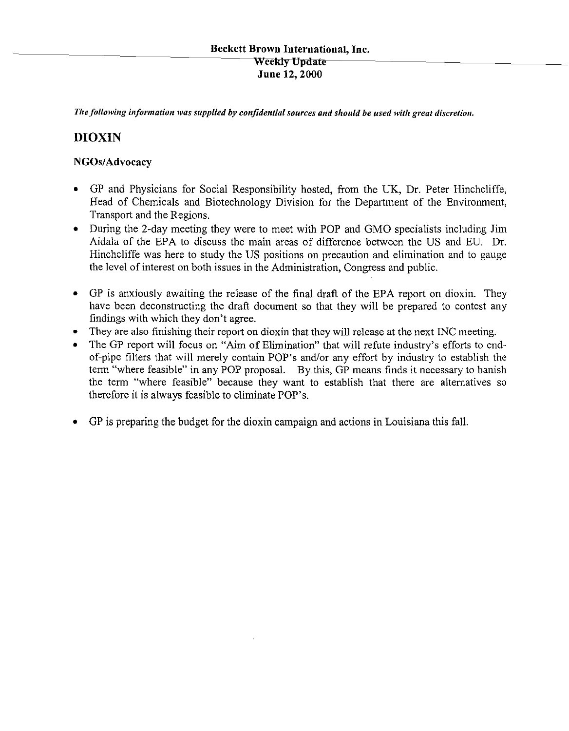**Beckett Brown International, Inc.**
**Weekly Update**
**June 12, 2000**

***The following information was supplied by confidential sources and should be used with great discretion.***

# DIOXIN

### NGOs/Advocacy

- GP and Physicians for Social Responsibility hosted, from the UK, Dr. Peter Hinchcliffe, Head of Chemicals and Biotechnology Division for the Department of the Environment, Transport and the Regions.
- During the 2-day meeting they were to meet with POP and GMO specialists including Jim Aidala of the EPA to discuss the main areas of difference between the US and EU. Dr. Hinchcliffe was here to study the US positions on precaution and elimination and to gauge the level of interest on both issues in the Administration, Congress and public.

- GP is anxiously awaiting the release of the final draft of the EPA report on dioxin. They have been deconstructing the draft document so that they will be prepared to contest any findings with which they don't agree.
- They are also finishing their report on dioxin that they will release at the next INC meeting.
- The GP report will focus on "Aim of Elimination" that will refute industry's efforts to end-of-pipe filters that will merely contain POP's and/or any effort by industry to establish the term "where feasible" in any POP proposal. By this, GP means finds it necessary to banish the term "where feasible" because they want to establish that there are alternatives so therefore it is always feasible to eliminate POP's.

- GP is preparing the budget for the dioxin campaign and actions in Louisiana this fall.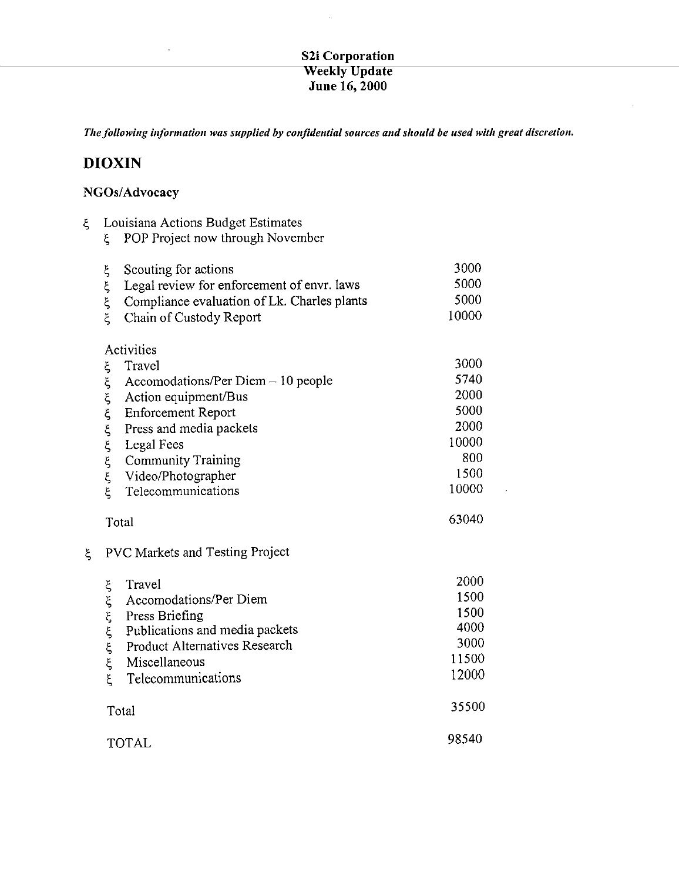**S2i Corporation**
**Weekly Update**
**June 16, 2000**

***The following information was supplied by confidential sources and should be used with great discretion.***

## DIOXIN

### NGOs/Advocacy

- Louisiana Actions Budget Estimates
  - POP Project now through November

| | |
|---|---|
| Scouting for actions | 3000 |
| Legal review for enforcement of envr. laws | 5000 |
| Compliance evaluation of Lk. Charles plants | 5000 |
| Chain of Custody Report | 10000 |
| **Activities** | |
| Travel | 3000 |
| Accomodations/Per Diem – 10 people | 5740 |
| Action equipment/Bus | 2000 |
| Enforcement Report | 5000 |
| Press and media packets | 2000 |
| Legal Fees | 10000 |
| Community Training | 800 |
| Video/Photographer | 1500 |
| Telecommunications | 10000 |
| Total | 63040 |

- PVC Markets and Testing Project

| | |
|---|---|
| Travel | 2000 |
| Accomodations/Per Diem | 1500 |
| Press Briefing | 1500 |
| Publications and media packets | 4000 |
| Product Alternatives Research | 3000 |
| Miscellaneous | 11500 |
| Telecommunications | 12000 |
| Total | 35500 |
| TOTAL | 98540 |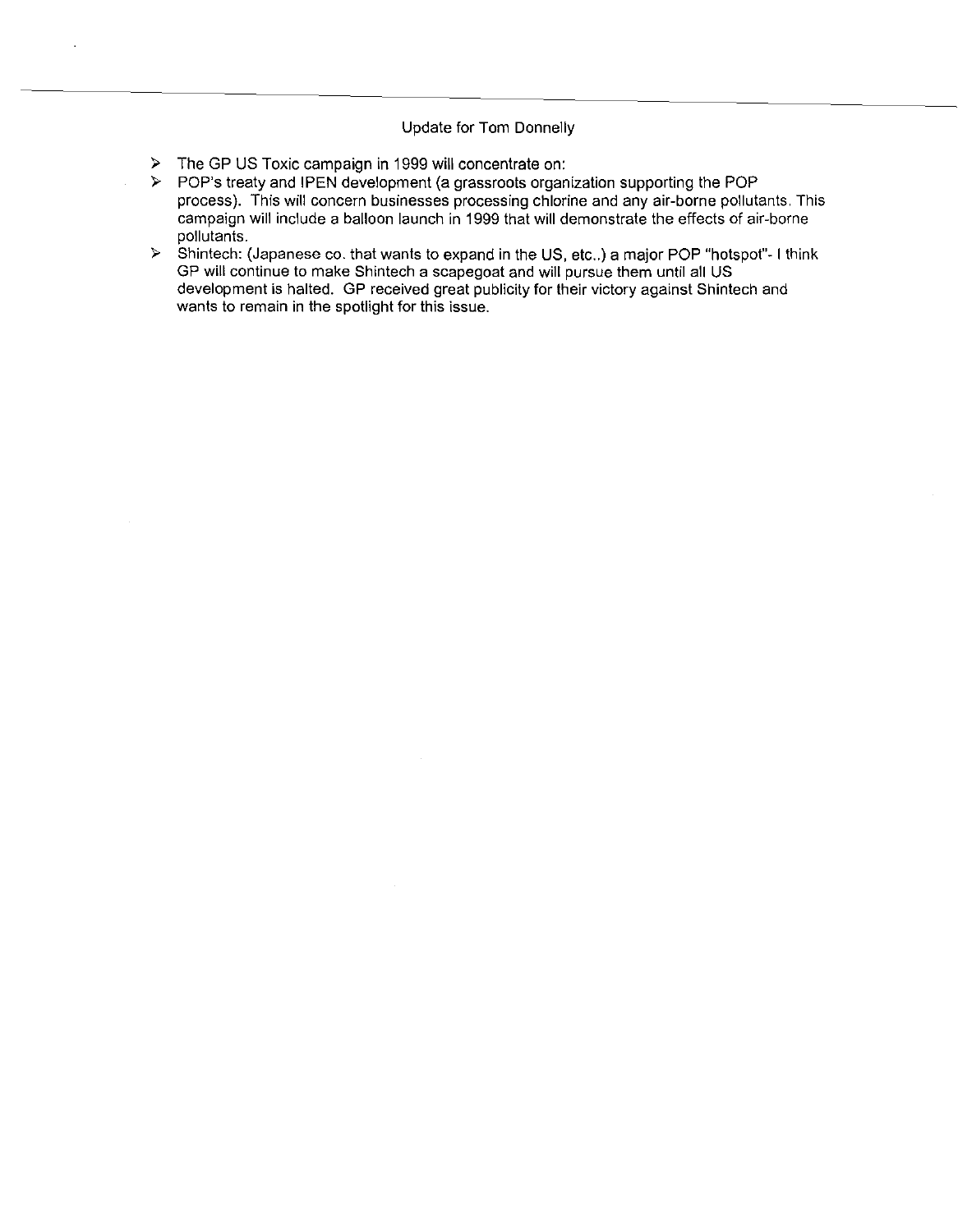Update for Tom Donnelly

- The GP US Toxic campaign in 1999 will concentrate on:
- POP's treaty and IPEN development (a grassroots organization supporting the POP process). This will concern businesses processing chlorine and any air-borne pollutants. This campaign will include a balloon launch in 1999 that will demonstrate the effects of air-borne pollutants.
- Shintech: (Japanese co. that wants to expand in the US, etc..) a major POP "hotspot"- I think GP will continue to make Shintech a scapegoat and will pursue them until all US development is halted. GP received great publicity for their victory against Shintech and wants to remain in the spotlight for this issue.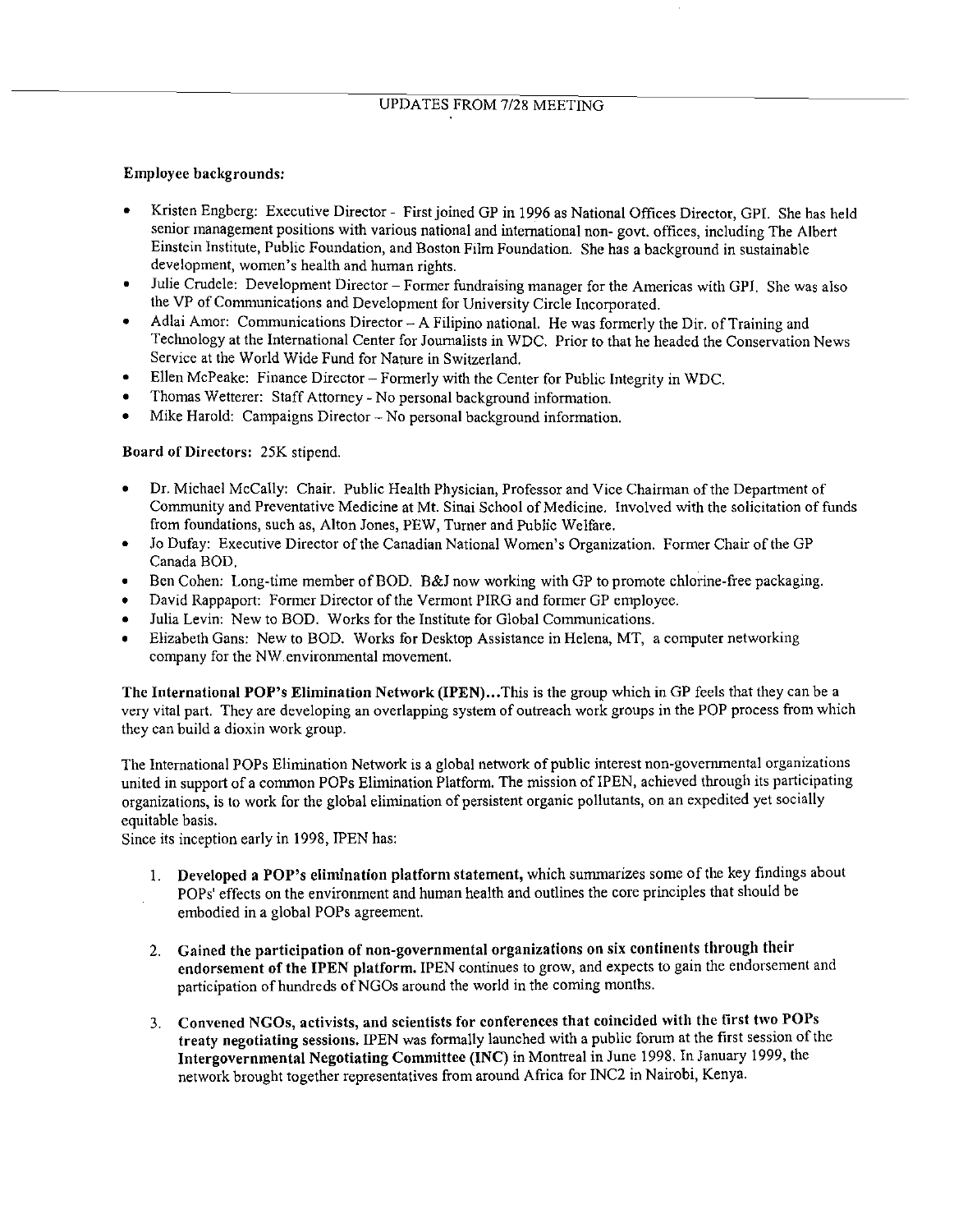## UPDATES FROM 7/28 MEETING

**Employee backgrounds:**

- Kristen Engberg: Executive Director - First joined GP in 1996 as National Offices Director, GPI. She has held senior management positions with various national and international non- govt. offices, including The Albert Einstein Institute, Public Foundation, and Boston Film Foundation. She has a background in sustainable development, women's health and human rights.
- Julie Crudele: Development Director – Former fundraising manager for the Americas with GPI. She was also the VP of Communications and Development for University Circle Incorporated.
- Adlai Amor: Communications Director – A Filipino national. He was formerly the Dir. of Training and Technology at the International Center for Journalists in WDC. Prior to that he headed the Conservation News Service at the World Wide Fund for Nature in Switzerland.
- Ellen McPeake: Finance Director – Formerly with the Center for Public Integrity in WDC.
- Thomas Wetterer: Staff Attorney - No personal background information.
- Mike Harold: Campaigns Director – No personal background information.

**Board of Directors:** 25K stipend.

- Dr. Michael McCally: Chair. Public Health Physician, Professor and Vice Chairman of the Department of Community and Preventative Medicine at Mt. Sinai School of Medicine. Involved with the solicitation of funds from foundations, such as, Alton Jones, PEW, Turner and Public Welfare.
- Jo Dufay: Executive Director of the Canadian National Women's Organization. Former Chair of the GP Canada BOD.
- Ben Cohen: Long-time member of BOD. B&J now working with GP to promote chlorine-free packaging.
- David Rappaport: Former Director of the Vermont PIRG and former GP employee.
- Julia Levin: New to BOD. Works for the Institute for Global Communications.
- Elizabeth Gans: New to BOD. Works for Desktop Assistance in Helena, MT, a computer networking company for the NW environmental movement.

**The International POP's Elimination Network (IPEN)...** This is the group which in GP feels that they can be a very vital part. They are developing an overlapping system of outreach work groups in the POP process from which they can build a dioxin work group.

The International POPs Elimination Network is a global network of public interest non-governmental organizations united in support of a common POPs Elimination Platform. The mission of IPEN, achieved through its participating organizations, is to work for the global elimination of persistent organic pollutants, on an expedited yet socially equitable basis.

Since its inception early in 1998, IPEN has:

1. **Developed a POP's elimination platform statement,** which summarizes some of the key findings about POPs' effects on the environment and human health and outlines the core principles that should be embodied in a global POPs agreement.

2. **Gained the participation of non-governmental organizations on six continents through their endorsement of the IPEN platform.** IPEN continues to grow, and expects to gain the endorsement and participation of hundreds of NGOs around the world in the coming months.

3. **Convened NGOs, activists, and scientists for conferences that coincided with the first two POPs treaty negotiating sessions.** IPEN was formally launched with a public forum at the first session of the **Intergovernmental Negotiating Committee (INC)** in Montreal in June 1998. In January 1999, the network brought together representatives from around Africa for INC2 in Nairobi, Kenya.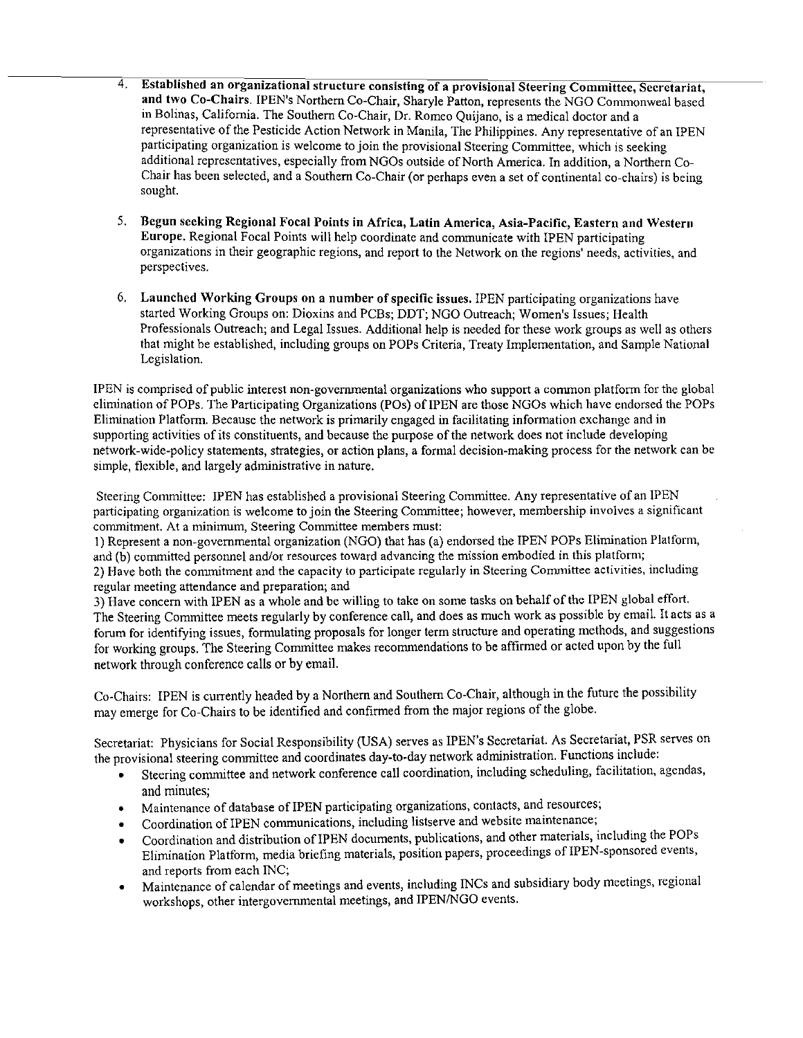4. **Established an organizational structure consisting of a provisional Steering Committee, Secretariat, and two Co-Chairs.** IPEN's Northern Co-Chair, Sharyle Patton, represents the NGO Commonweal based in Bolinas, California. The Southern Co-Chair, Dr. Romeo Quijano, is a medical doctor and a representative of the Pesticide Action Network in Manila, The Philippines. Any representative of an IPEN participating organization is welcome to join the provisional Steering Committee, which is seeking additional representatives, especially from NGOs outside of North America. In addition, a Northern Co-Chair has been selected, and a Southern Co-Chair (or perhaps even a set of continental co-chairs) is being sought.

5. **Begun seeking Regional Focal Points in Africa, Latin America, Asia-Pacific, Eastern and Western Europe.** Regional Focal Points will help coordinate and communicate with IPEN participating organizations in their geographic regions, and report to the Network on the regions' needs, activities, and perspectives.

6. **Launched Working Groups on a number of specific issues.** IPEN participating organizations have started Working Groups on: Dioxins and PCBs; DDT; NGO Outreach; Women's Issues; Health Professionals Outreach; and Legal Issues. Additional help is needed for these work groups as well as others that might be established, including groups on POPs Criteria, Treaty Implementation, and Sample National Legislation.

IPEN is comprised of public interest non-governmental organizations who support a common platform for the global elimination of POPs. The Participating Organizations (POs) of IPEN are those NGOs which have endorsed the POPs Elimination Platform. Because the network is primarily engaged in facilitating information exchange and in supporting activities of its constituents, and because the purpose of the network does not include developing network-wide-policy statements, strategies, or action plans, a formal decision-making process for the network can be simple, flexible, and largely administrative in nature.

Steering Committee: IPEN has established a provisional Steering Committee. Any representative of an IPEN participating organization is welcome to join the Steering Committee; however, membership involves a significant commitment. At a minimum, Steering Committee members must:
1) Represent a non-governmental organization (NGO) that has (a) endorsed the IPEN POPs Elimination Platform, and (b) committed personnel and/or resources toward advancing the mission embodied in this platform;
2) Have both the commitment and the capacity to participate regularly in Steering Committee activities, including regular meeting attendance and preparation; and
3) Have concern with IPEN as a whole and be willing to take on some tasks on behalf of the IPEN global effort.
The Steering Committee meets regularly by conference call, and does as much work as possible by email. It acts as a forum for identifying issues, formulating proposals for longer term structure and operating methods, and suggestions for working groups. The Steering Committee makes recommendations to be affirmed or acted upon by the full network through conference calls or by email.

Co-Chairs: IPEN is currently headed by a Northern and Southern Co-Chair, although in the future the possibility may emerge for Co-Chairs to be identified and confirmed from the major regions of the globe.

Secretariat: Physicians for Social Responsibility (USA) serves as IPEN's Secretariat. As Secretariat, PSR serves on the provisional steering committee and coordinates day-to-day network administration. Functions include:

- Steering committee and network conference call coordination, including scheduling, facilitation, agendas, and minutes;
- Maintenance of database of IPEN participating organizations, contacts, and resources;
- Coordination of IPEN communications, including listserve and website maintenance;
- Coordination and distribution of IPEN documents, publications, and other materials, including the POPs Elimination Platform, media briefing materials, position papers, proceedings of IPEN-sponsored events, and reports from each INC;
- Maintenance of calendar of meetings and events, including INCs and subsidiary body meetings, regional workshops, other intergovernmental meetings, and IPEN/NGO events.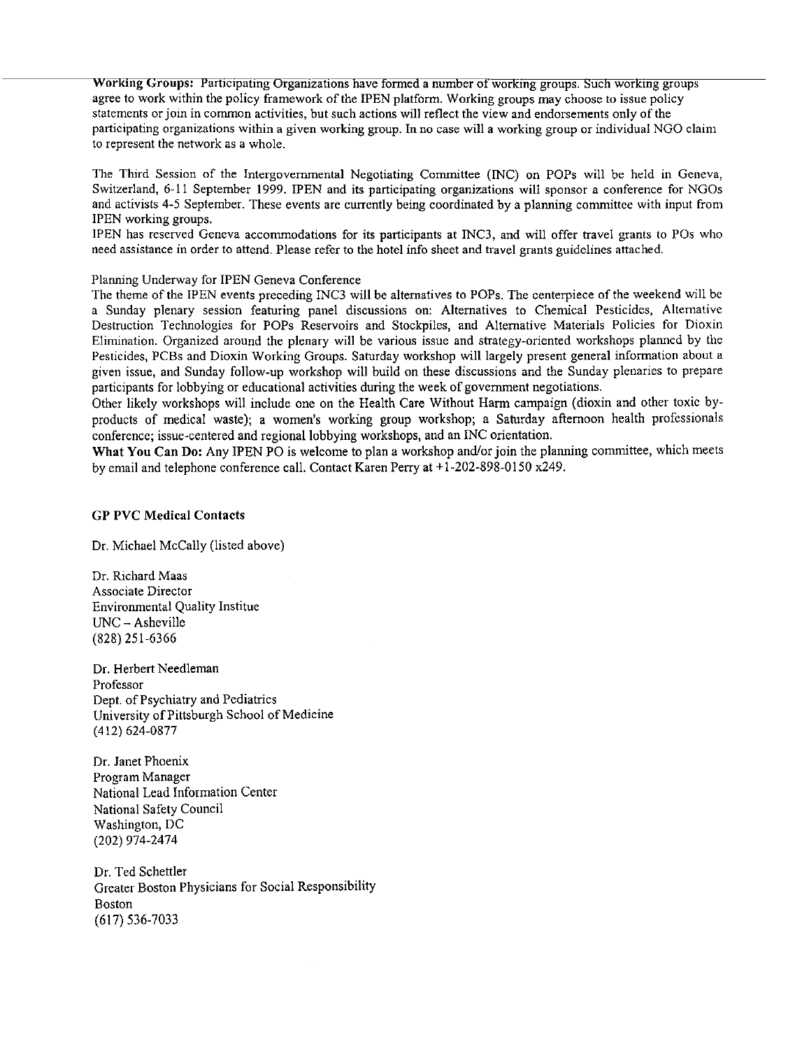**Working Groups:** Participating Organizations have formed a number of working groups. Such working groups agree to work within the policy framework of the IPEN platform. Working groups may choose to issue policy statements or join in common activities, but such actions will reflect the view and endorsements only of the participating organizations within a given working group. In no case will a working group or individual NGO claim to represent the network as a whole.

The Third Session of the Intergovernmental Negotiating Committee (INC) on POPs will be held in Geneva, Switzerland, 6-11 September 1999. IPEN and its participating organizations will sponsor a conference for NGOs and activists 4-5 September. These events are currently being coordinated by a planning committee with input from IPEN working groups.

IPEN has reserved Geneva accommodations for its participants at INC3, and will offer travel grants to POs who need assistance in order to attend. Please refer to the hotel info sheet and travel grants guidelines attached.

Planning Underway for IPEN Geneva Conference

The theme of the IPEN events preceding INC3 will be alternatives to POPs. The centerpiece of the weekend will be a Sunday plenary session featuring panel discussions on: Alternatives to Chemical Pesticides, Alternative Destruction Technologies for POPs Reservoirs and Stockpiles, and Alternative Materials Policies for Dioxin Elimination. Organized around the plenary will be various issue and strategy-oriented workshops planned by the Pesticides, PCBs and Dioxin Working Groups. Saturday workshop will largely present general information about a given issue, and Sunday follow-up workshop will build on these discussions and the Sunday plenaries to prepare participants for lobbying or educational activities during the week of government negotiations.

Other likely workshops will include one on the Health Care Without Harm campaign (dioxin and other toxic by-products of medical waste); a women's working group workshop; a Saturday afternoon health professionals conference; issue-centered and regional lobbying workshops, and an INC orientation.

**What You Can Do:** Any IPEN PO is welcome to plan a workshop and/or join the planning committee, which meets by email and telephone conference call. Contact Karen Perry at +1-202-898-0150 x249.

**GP PVC Medical Contacts**

Dr. Michael McCally (listed above)

Dr. Richard Maas
Associate Director
Environmental Quality Institue
UNC – Asheville
(828) 251-6366

Dr. Herbert Needleman
Professor
Dept. of Psychiatry and Pediatrics
University of Pittsburgh School of Medicine
(412) 624-0877

Dr. Janet Phoenix
Program Manager
National Lead Information Center
National Safety Council
Washington, DC
(202) 974-2474

Dr. Ted Schettler
Greater Boston Physicians for Social Responsibility
Boston
(617) 536-7033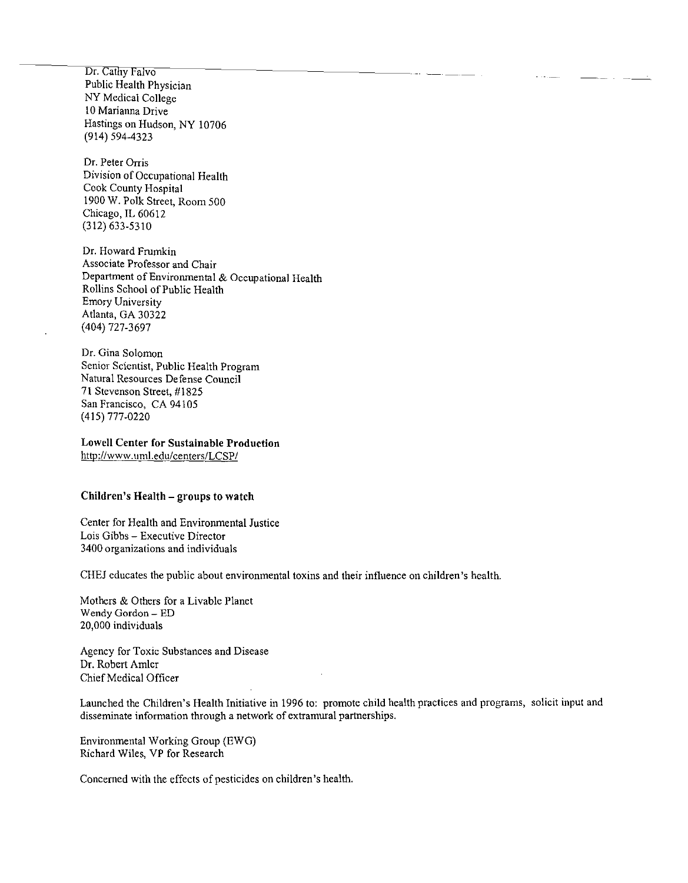Dr. Cathy Falvo  
Public Health Physician  
NY Medical College  
10 Marianna Drive  
Hastings on Hudson, NY 10706  
(914) 594-4323

Dr. Peter Orris  
Division of Occupational Health  
Cook County Hospital  
1900 W. Polk Street, Room 500  
Chicago, IL 60612  
(312) 633-5310

Dr. Howard Frumkin  
Associate Professor and Chair  
Department of Environmental & Occupational Health  
Rollins School of Public Health  
Emory University  
Atlanta, GA 30322  
(404) 727-3697

Dr. Gina Solomon  
Senior Scientist, Public Health Program  
Natural Resources Defense Council  
71 Stevenson Street, #1825  
San Francisco, CA 94105  
(415) 777-0220

**Lowell Center for Sustainable Production**  
http://www.uml.edu/centers/LCSP/

**Children's Health – groups to watch**

Center for Health and Environmental Justice  
Lois Gibbs – Executive Director  
3400 organizations and individuals

CHEJ educates the public about environmental toxins and their influence on children's health.

Mothers & Others for a Livable Planet  
Wendy Gordon – ED  
20,000 individuals

Agency for Toxic Substances and Disease  
Dr. Robert Amler  
Chief Medical Officer

Launched the Children's Health Initiative in 1996 to: promote child health practices and programs, solicit input and disseminate information through a network of extramural partnerships.

Environmental Working Group (EWG)  
Richard Wiles, VP for Research

Concerned with the effects of pesticides on children's health.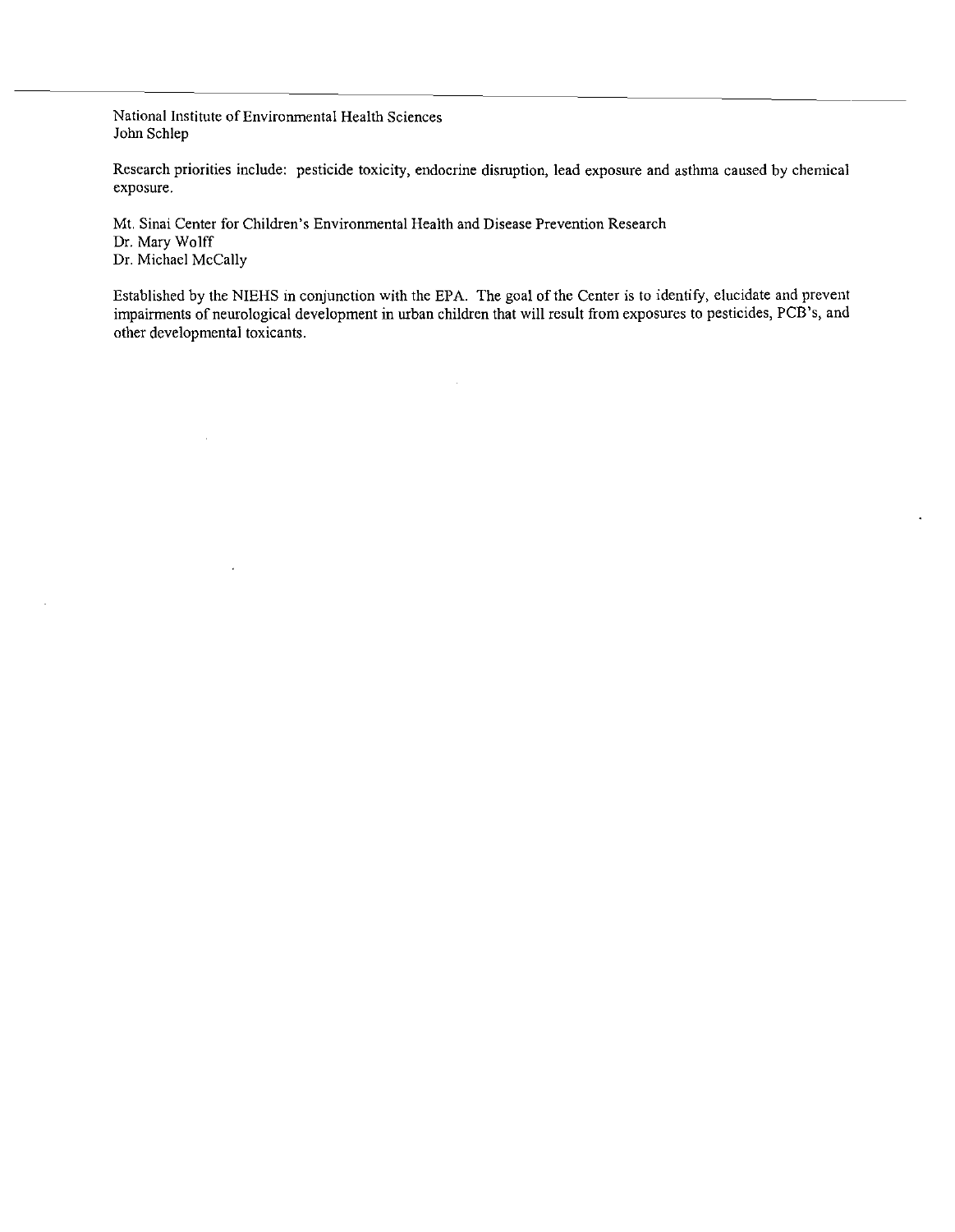National Institute of Environmental Health Sciences
John Schlep

Research priorities include: pesticide toxicity, endocrine disruption, lead exposure and asthma caused by chemical exposure.

Mt. Sinai Center for Children's Environmental Health and Disease Prevention Research
Dr. Mary Wolff
Dr. Michael McCally

Established by the NIEHS in conjunction with the EPA. The goal of the Center is to identify, elucidate and prevent impairments of neurological development in urban children that will result from exposures to pesticides, PCB's, and other developmental toxicants.